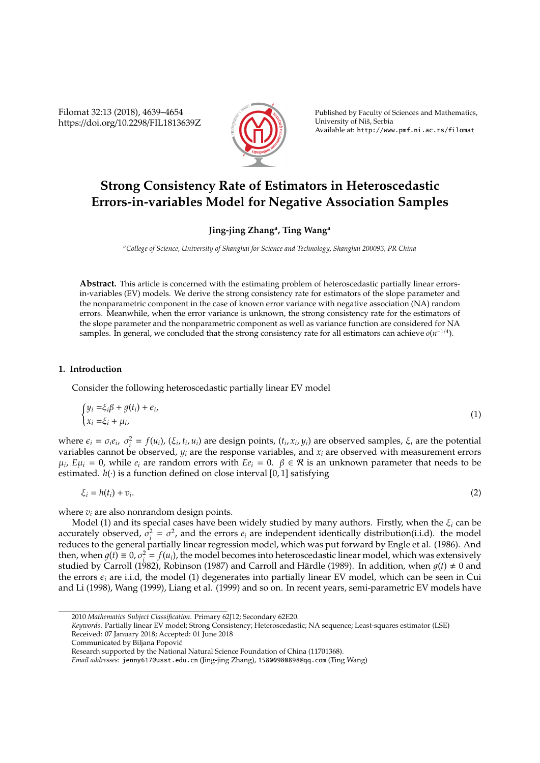# Strong Consistency Rate of Estimators in Heteroscedastic Errors-in-variables Model for Negative Association Samples

**Jing-jing Zhang[a], Ting Wang[a]**

[a] *College of Science, University of Shanghai for Science and Technology, Shanghai 200093, PR China*

**Abstract.** This article is concerned with the estimating problem of heteroscedastic partially linear errors-in-variables (EV) models. We derive the strong consistency rate for estimators of the slope parameter and the nonparametric component in the case of known error variance with negative association (NA) random errors. Meanwhile, when the error variance is unknown, the strong consistency rate for the estimators of the slope parameter and the nonparametric component as well as variance function are considered for NA samples. In general, we concluded that the strong consistency rate for all estimators can achieve $o(n^{-1/4})$.

## 1. Introduction

Consider the following heteroscedastic partially linear EV model

$$\begin{cases} y_i = \xi_i \beta + g(t_i) + \epsilon_i, \\ x_i = \xi_i + \mu_i, \end{cases} \tag{1}$$

where $\epsilon_i = \sigma_i e_i$, $\sigma_i^2 = f(u_i)$, $(\xi_i, t_i, u_i)$ are design points, $(t_i, x_i, y_i)$ are observed samples, $\xi_i$ are the potential variables cannot be observed, $y_i$ are the response variables, and $x_i$ are observed with measurement errors $\mu_i$, $E\mu_i = 0$, while $e_i$ are random errors with $Ee_i = 0$. $\beta \in \mathcal{R}$ is an unknown parameter that needs to be estimated. $h(\cdot)$ is a function defined on close interval $[0, 1]$ satisfying

$$\xi_i = h(t_i) + v_i. \tag{2}$$

where $v_i$ are also nonrandom design points.

Model (1) and its special cases have been widely studied by many authors. Firstly, when the $\xi_i$ can be accurately observed, $\sigma_i^2 = \sigma^2$, and the errors $e_i$ are independent identically distribution(i.i.d). the model reduces to the general partially linear regression model, which was put forward by Engle et al. (1986). And then, when $g(t) \equiv 0, \sigma_i^2 = f(u_i)$, the model becomes into heteroscedastic linear model, which was extensively studied by Carroll (1982), Robinson (1987) and Carroll and Härdle (1989). In addition, when $g(t) \neq 0$ and the errors $\epsilon_i$ are i.i.d, the model (1) degenerates into partially linear EV model, which can be seen in Cui and Li (1998), Wang (1999), Liang et al. (1999) and so on. In recent years, semi-parametric EV models have

---

2010 *Mathematics Subject Classification*. Primary 62J12; Secondary 62E20.

*Keywords*. Partially linear EV model; Strong Consistency; Heteroscedastic; NA sequence; Least-squares estimator (LSE)

Received: 07 January 2018; Accepted: 01 June 2018

Communicated by Biljana Popović

Research supported by the National Natural Science Foundation of China (11701368).

*Email addresses:* jenny617@usst.edu.cn (Jing-jing Zhang), 15800980898@qq.com (Ting Wang)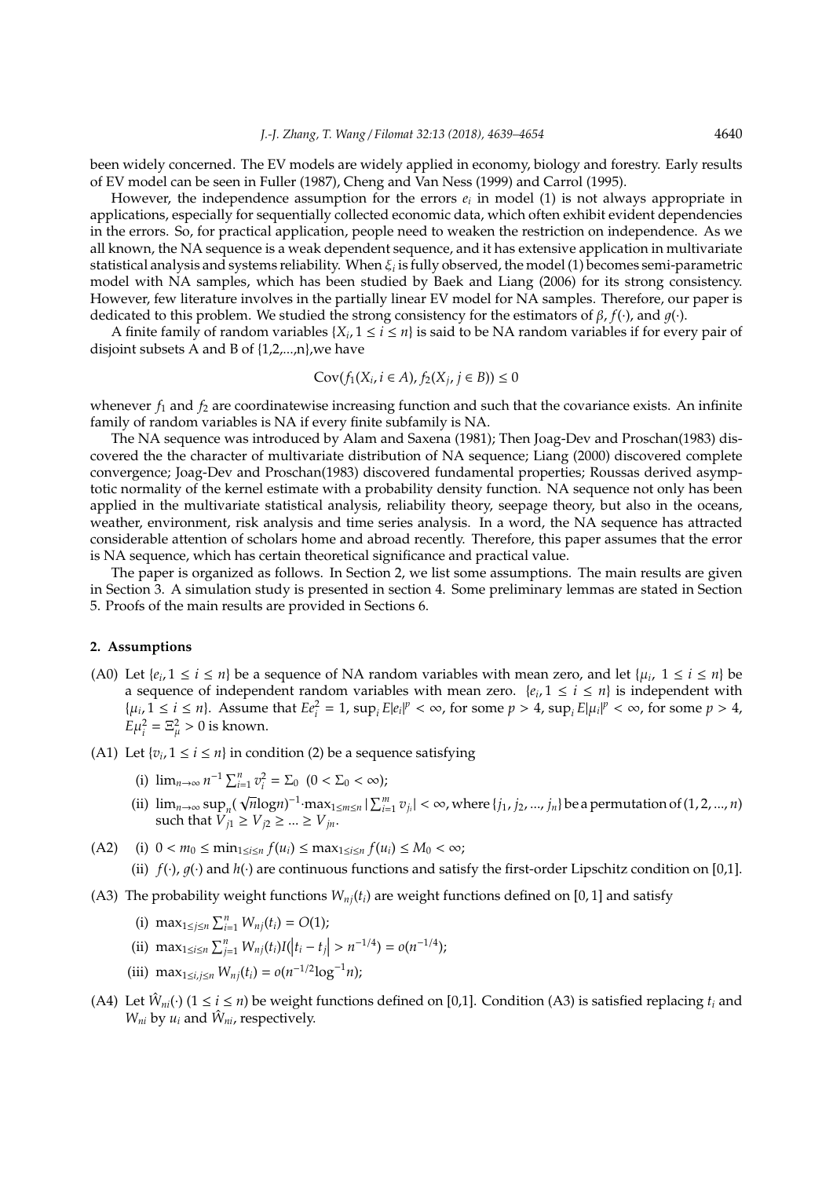been widely concerned. The EV models are widely applied in economy, biology and forestry. Early results of EV model can be seen in Fuller (1987), Cheng and Van Ness (1999) and Carrol (1995).

However, the independence assumption for the errors $e_i$ in model (1) is not always appropriate in applications, especially for sequentially collected economic data, which often exhibit evident dependencies in the errors. So, for practical application, people need to weaken the restriction on independence. As we all known, the NA sequence is a weak dependent sequence, and it has extensive application in multivariate statistical analysis and systems reliability. When $\xi_i$ is fully observed, the model (1) becomes semi-parametric model with NA samples, which has been studied by Baek and Liang (2006) for its strong consistency. However, few literature involves in the partially linear EV model for NA samples. Therefore, our paper is dedicated to this problem. We studied the strong consistency for the estimators of $\beta$, $f(\cdot)$, and $g(\cdot)$.

A finite family of random variables $\{X_i, 1 \leq i \leq n\}$ is said to be NA random variables if for every pair of disjoint subsets A and B of {1,2,...,n},we have

$$\mathrm{Cov}(f_1(X_i, i \in A), f_2(X_j, j \in B)) \leq 0$$

whenever $f_1$ and $f_2$ are coordinatewise increasing function and such that the covariance exists. An infinite family of random variables is NA if every finite subfamily is NA.

The NA sequence was introduced by Alam and Saxena (1981); Then Joag-Dev and Proschan(1983) discovered the the character of multivariate distribution of NA sequence; Liang (2000) discovered complete convergence; Joag-Dev and Proschan(1983) discovered fundamental properties; Roussas derived asymptotic normality of the kernel estimate with a probability density function. NA sequence not only has been applied in the multivariate statistical analysis, reliability theory, seepage theory, but also in the oceans, weather, environment, risk analysis and time series analysis. In a word, the NA sequence has attracted considerable attention of scholars home and abroad recently. Therefore, this paper assumes that the error is NA sequence, which has certain theoretical significance and practical value.

The paper is organized as follows. In Section 2, we list some assumptions. The main results are given in Section 3. A simulation study is presented in section 4. Some preliminary lemmas are stated in Section 5. Proofs of the main results are provided in Sections 6.

## 2. Assumptions

(A0) Let $\{e_i, 1 \leq i \leq n\}$ be a sequence of NA random variables with mean zero, and let $\{\mu_i,\ 1 \leq i \leq n\}$ be a sequence of independent random variables with mean zero. $\{e_i, 1 \leq i \leq n\}$ is independent with $\{\mu_i, 1 \leq i \leq n\}$. Assume that $Ee_i^2 = 1$, $\sup_i E|e_i|^p < \infty$, for some $p > 4$, $\sup_i E|\mu_i|^p < \infty$, for some $p > 4$, $E\mu_i^2 = \Xi_\mu^2 > 0$ is known.

(A1) Let $\{v_i, 1 \leq i \leq n\}$ in condition (2) be a sequence satisfying

- (i) $\lim_{n\to\infty} n^{-1} \sum_{i=1}^n v_i^2 = \Sigma_0 \ \ (0 < \Sigma_0 < \infty)$;
- (ii) $\lim_{n\to\infty} \sup_n (\sqrt{n}\log n)^{-1} \cdot \max_{1\leq m\leq n} |\sum_{i=1}^m v_{j_i}| < \infty$, where $\{j_1, j_2, ..., j_n\}$ be a permutation of $(1, 2, ..., n)$ such that $V_{j1} \geq V_{j2} \geq ... \geq V_{jn}$.

(A2) (i) $0 < m_0 \leq \min_{1\leq i\leq n} f(u_i) \leq \max_{1\leq i\leq n} f(u_i) \leq M_0 < \infty$;

- (ii) $f(\cdot)$, $g(\cdot)$ and $h(\cdot)$ are continuous functions and satisfy the first-order Lipschitz condition on [0,1].

(A3) The probability weight functions $W_{nj}(t_i)$ are weight functions defined on $[0, 1]$ and satisfy

- (i) $\max_{1\leq j\leq n} \sum_{i=1}^n W_{nj}(t_i) = O(1)$;
- (ii) $\max_{1\leq i\leq n} \sum_{j=1}^n W_{nj}(t_i) I(|t_i - t_j| > n^{-1/4}) = o(n^{-1/4})$;
- (iii) $\max_{1\leq i,j\leq n} W_{nj}(t_i) = o(n^{-1/2}\log^{-1} n)$;

(A4) Let $\hat{W}_{ni}(\cdot)$ $(1 \leq i \leq n)$ be weight functions defined on [0,1]. Condition (A3) is satisfied replacing $t_i$ and $W_{ni}$ by $u_i$ and $\hat{W}_{ni}$, respectively.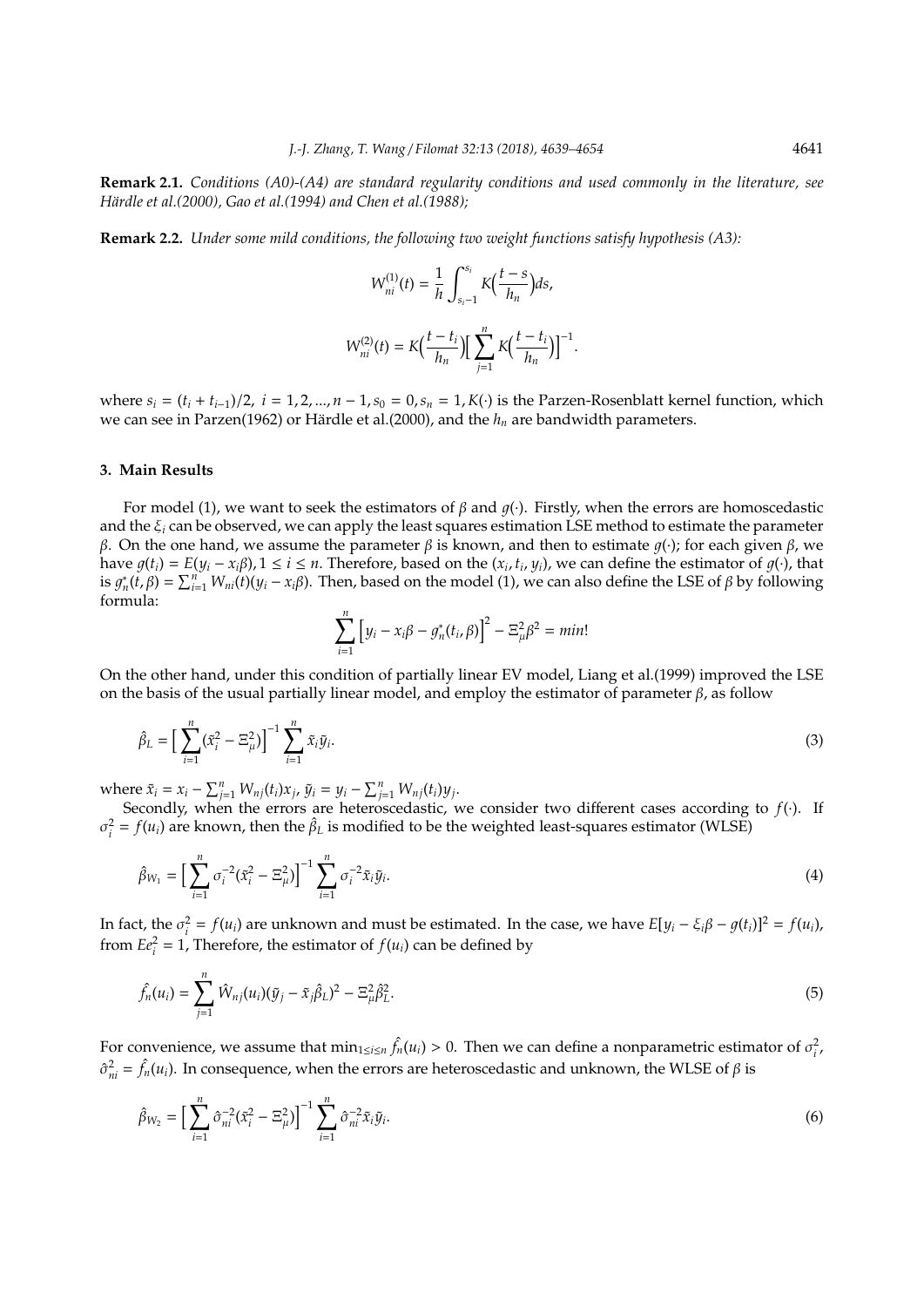**Remark 2.1.** *Conditions (A0)-(A4) are standard regularity conditions and used commonly in the literature, see Härdle et al.(2000), Gao et al.(1994) and Chen et al.(1988);*

**Remark 2.2.** *Under some mild conditions, the following two weight functions satisfy hypothesis (A3):*

$$W_{ni}^{(1)}(t) = \frac{1}{h}\int_{s_i-1}^{s_i} K\Big(\frac{t-s}{h_n}\Big)ds,$$

$$W_{ni}^{(2)}(t) = K\Big(\frac{t-t_i}{h_n}\Big)\Big[\sum_{j=1}^{n} K\Big(\frac{t-t_i}{h_n}\Big)\Big]^{-1}.$$

where $s_i = (t_i + t_{i-1})/2,\ i = 1, 2, ..., n-1, s_0 = 0, s_n = 1, K(\cdot)$ is the Parzen-Rosenblatt kernel function, which we can see in Parzen(1962) or Härdle et al.(2000), and the $h_n$ are bandwidth parameters.

## 3. Main Results

For model (1), we want to seek the estimators of $\beta$ and $g(\cdot)$. Firstly, when the errors are homoscedastic and the $\xi_i$ can be observed, we can apply the least squares estimation LSE method to estimate the parameter $\beta$. On the one hand, we assume the parameter $\beta$ is known, and then to estimate $g(\cdot)$; for each given $\beta$, we have $g(t_i) = E(y_i - x_i\beta), 1 \le i \le n$. Therefore, based on the $(x_i, t_i, y_i)$, we can define the estimator of $g(\cdot)$, that is $g_n^*(t, \beta) = \sum_{i=1}^n W_{ni}(t)(y_i - x_i\beta)$. Then, based on the model (1), we can also define the LSE of $\beta$ by following formula:

$$\sum_{i=1}^{n}\Big[y_i - x_i\beta - g_n^*(t_i, \beta)\Big]^2 - \Xi_\mu^2\beta^2 = min!$$

On the other hand, under this condition of partially linear EV model, Liang et al.(1999) improved the LSE on the basis of the usual partially linear model, and employ the estimator of parameter $\beta$, as follow

$$\hat{\beta}_L = \Big[\sum_{i=1}^{n}(\tilde{x}_i^2 - \Xi_\mu^2)\Big]^{-1}\sum_{i=1}^{n}\tilde{x}_i\tilde{y}_i. \tag{3}$$

where $\tilde{x}_i = x_i - \sum_{j=1}^n W_{nj}(t_i)x_j$, $\tilde{y}_i = y_i - \sum_{j=1}^n W_{nj}(t_i)y_j$.

Secondly, when the errors are heteroscedastic, we consider two different cases according to $f(\cdot)$. If $\sigma_i^2 = f(u_i)$ are known, then the $\hat{\beta}_L$ is modified to be the weighted least-squares estimator (WLSE)

$$\hat{\beta}_{W_1} = \Big[\sum_{i=1}^{n}\sigma_i^{-2}(\tilde{x}_i^2 - \Xi_\mu^2)\Big]^{-1}\sum_{i=1}^{n}\sigma_i^{-2}\tilde{x}_i\tilde{y}_i. \tag{4}$$

In fact, the $\sigma_i^2 = f(u_i)$ are unknown and must be estimated. In the case, we have $E[y_i - \xi_i\beta - g(t_i)]^2 = f(u_i)$, from $Ee_i^2 = 1$, Therefore, the estimator of $f(u_i)$ can be defined by

$$\hat{f}_n(u_i) = \sum_{j=1}^{n}\hat{W}_{nj}(u_i)(\tilde{y}_j - \tilde{x}_j\hat{\beta}_L)^2 - \Xi_\mu^2\hat{\beta}_L^2. \tag{5}$$

For convenience, we assume that $\min_{1\le i\le n}\hat{f}_n(u_i) > 0$. Then we can define a nonparametric estimator of $\sigma_i^2$, $\hat{\sigma}_{ni}^2 = \hat{f}_n(u_i)$. In consequence, when the errors are heteroscedastic and unknown, the WLSE of $\beta$ is

$$\hat{\beta}_{W_2} = \Big[\sum_{i=1}^{n}\hat{\sigma}_{ni}^{-2}(\tilde{x}_i^2 - \Xi_\mu^2)\Big]^{-1}\sum_{i=1}^{n}\hat{\sigma}_{ni}^{-2}\tilde{x}_i\tilde{y}_i. \tag{6}$$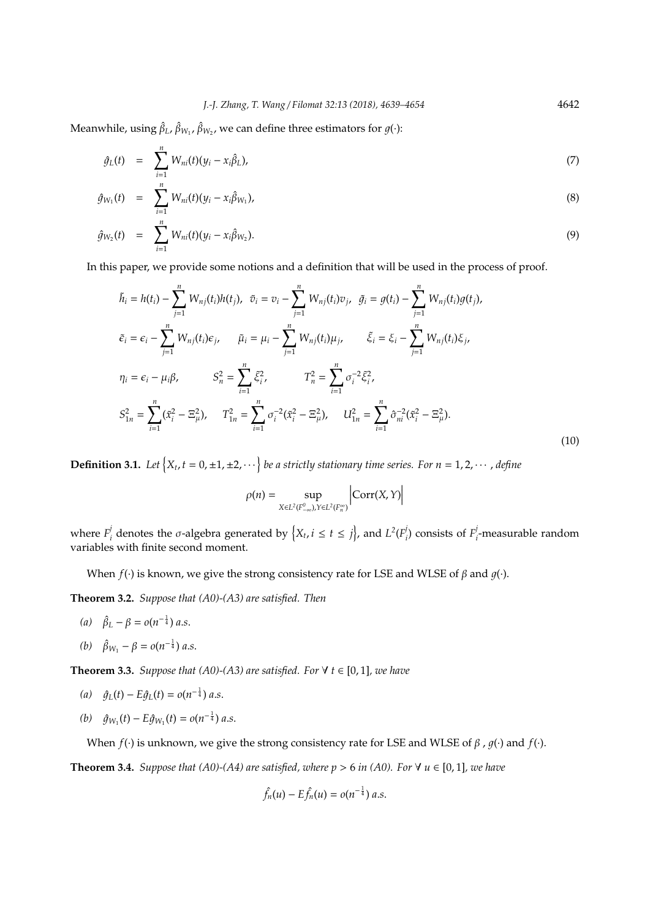Meanwhile, using $\hat{\beta}_L$, $\hat{\beta}_{W_1}$, $\hat{\beta}_{W_2}$, we can define three estimators for $g(\cdot)$:

$$\hat{g}_L(t) = \sum_{i=1}^{n} W_{ni}(t)(y_i - x_i\hat{\beta}_L), \tag{7}$$

$$\hat{g}_{W_1}(t) = \sum_{i=1}^{n} W_{ni}(t)(y_i - x_i\hat{\beta}_{W_1}), \tag{8}$$

$$\hat{g}_{W_2}(t) = \sum_{i=1}^{n} W_{ni}(t)(y_i - x_i\hat{\beta}_{W_2}). \tag{9}$$

In this paper, we provide some notions and a definition that will be used in the process of proof.

$$\begin{aligned}
&\tilde{h}_i = h(t_i) - \sum_{j=1}^{n} W_{nj}(t_i)h(t_j), \quad \tilde{v}_i = v_i - \sum_{j=1}^{n} W_{nj}(t_i)v_j, \quad \tilde{g}_i = g(t_i) - \sum_{j=1}^{n} W_{nj}(t_i)g(t_j), \\
&\tilde{\epsilon}_i = \epsilon_i - \sum_{j=1}^{n} W_{nj}(t_i)\epsilon_j, \qquad \tilde{\mu}_i = \mu_i - \sum_{j=1}^{n} W_{nj}(t_i)\mu_j, \qquad \tilde{\xi}_i = \xi_i - \sum_{j=1}^{n} W_{nj}(t_i)\xi_j, \\
&\eta_i = \epsilon_i - \mu_i\beta, \qquad S_n^2 = \sum_{i=1}^{n} \tilde{\xi}_i^2, \qquad T_n^2 = \sum_{i=1}^{n} \sigma_i^{-2}\tilde{\xi}_i^2, \\
&S_{1n}^2 = \sum_{i=1}^{n} (\tilde{x}_i^2 - \Xi_\mu^2), \quad T_{1n}^2 = \sum_{i=1}^{n} \sigma_i^{-2}(\tilde{x}_i^2 - \Xi_\mu^2), \quad U_{1n}^2 = \sum_{i=1}^{n} \hat{\sigma}_{ni}^{-2}(\tilde{x}_i^2 - \Xi_\mu^2).
\end{aligned} \tag{10}$$

**Definition 3.1.** *Let $\{X_t, t = 0, \pm 1, \pm 2, \cdots\}$ be a strictly stationary time series. For $n = 1, 2, \cdots$, define*

$$\rho(n) = \sup_{X \in L^2(F_{-\infty}^0), Y \in L^2(F_n^\infty)} \left|\mathrm{Corr}(X, Y)\right|$$

where $F_i^j$ denotes the $\sigma$-algebra generated by $\{X_t, i \le t \le j\}$, and $L^2(F_i^j)$ consists of $F_i^j$-measurable random variables with finite second moment.

When $f(\cdot)$ is known, we give the strong consistency rate for LSE and WLSE of $\beta$ and $g(\cdot)$.

**Theorem 3.2.** *Suppose that (A0)-(A3) are satisfied. Then*

*(a)* $\hat{\beta}_L - \beta = o(n^{-\frac{1}{4}})$ *a.s.*

*(b)* $\hat{\beta}_{W_1} - \beta = o(n^{-\frac{1}{4}})$ *a.s.*

**Theorem 3.3.** *Suppose that (A0)-(A3) are satisfied. For $\forall\, t \in [0, 1]$, we have*

*(a)* $\hat{g}_L(t) - E\hat{g}_L(t) = o(n^{-\frac{1}{4}})$ *a.s.*

*(b)* $\hat{g}_{W_1}(t) - E\hat{g}_{W_1}(t) = o(n^{-\frac{1}{4}})$ *a.s.*

When $f(\cdot)$ is unknown, we give the strong consistency rate for LSE and WLSE of $\beta$ , $g(\cdot)$ and $f(\cdot)$.

**Theorem 3.4.** *Suppose that (A0)-(A4) are satisfied, where $p > 6$ in (A0). For $\forall\, u \in [0, 1]$, we have*

$$\hat{f}_n(u) - E\hat{f}_n(u) = o(n^{-\frac{1}{4}}) \text{ a.s.}$$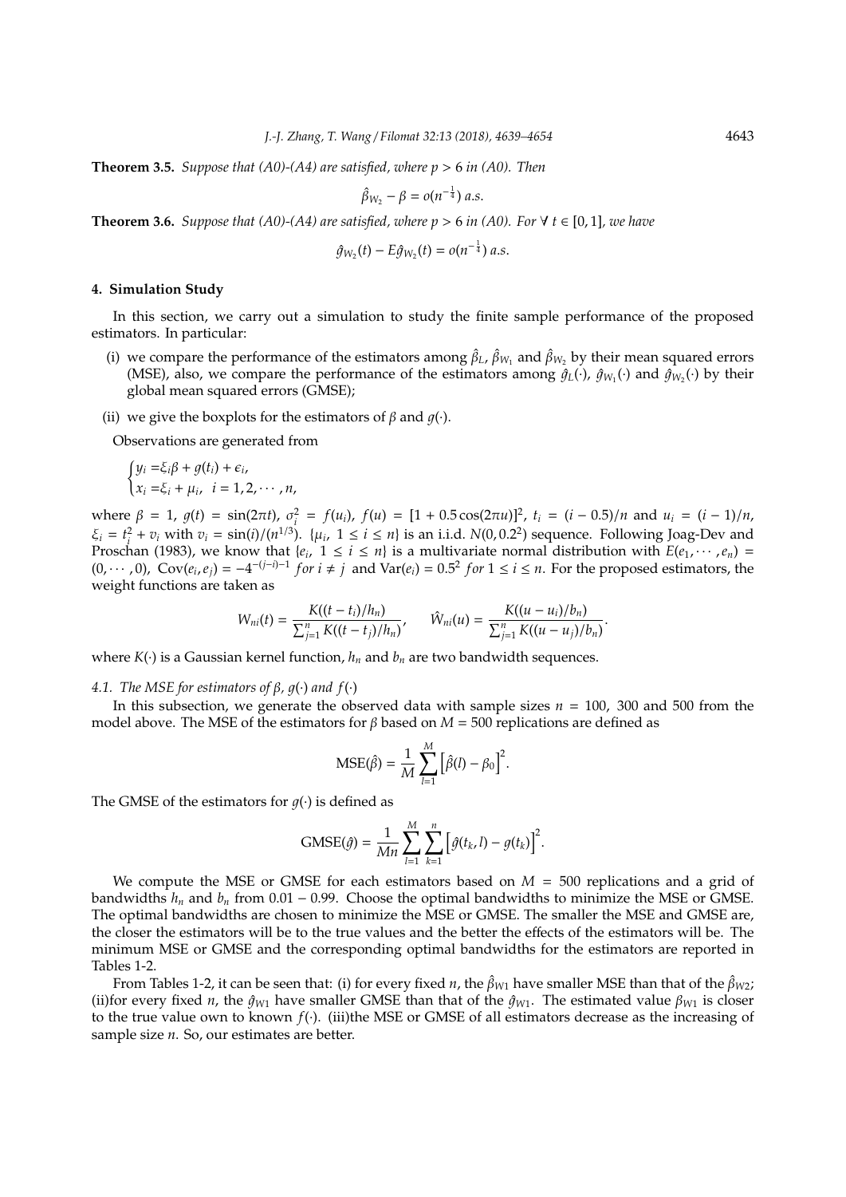**Theorem 3.5.** *Suppose that (A0)-(A4) are satisfied, where $p > 6$ in (A0). Then*

$$\hat{\beta}_{W_2} - \beta = o(n^{-\frac{1}{4}}) \ a.s.$$

**Theorem 3.6.** *Suppose that (A0)-(A4) are satisfied, where $p > 6$ in (A0). For $\forall \ t \in [0, 1]$, we have*

$$\hat{g}_{W_2}(t) - E\hat{g}_{W_2}(t) = o(n^{-\frac{1}{4}}) \ a.s.$$

## 4. Simulation Study

In this section, we carry out a simulation to study the finite sample performance of the proposed estimators. In particular:

(i) we compare the performance of the estimators among $\hat{\beta}_L$, $\hat{\beta}_{W_1}$ and $\hat{\beta}_{W_2}$ by their mean squared errors (MSE), also, we compare the performance of the estimators among $\hat{g}_L(\cdot)$, $\hat{g}_{W_1}(\cdot)$ and $\hat{g}_{W_2}(\cdot)$ by their global mean squared errors (GMSE);

(ii) we give the boxplots for the estimators of $\beta$ and $g(\cdot)$.

Observations are generated from

$$\begin{cases} y_i = \xi_i \beta + g(t_i) + \epsilon_i, \\ x_i = \xi_i + \mu_i, \quad i = 1, 2, \cdots, n, \end{cases}$$

where $\beta = 1$, $g(t) = \sin(2\pi t)$, $\sigma_i^2 = f(u_i)$, $f(u) = [1 + 0.5\cos(2\pi u)]^2$, $t_i = (i - 0.5)/n$ and $u_i = (i - 1)/n$, $\xi_i = t_i^2 + v_i$ with $v_i = \sin(i)/(n^{1/3})$. $\{\mu_i, \ 1 \leq i \leq n\}$ is an i.i.d. $N(0, 0.2^2)$ sequence. Following Joag-Dev and Proschan (1983), we know that $\{e_i, \ 1 \leq i \leq n\}$ is a multivariate normal distribution with $E(e_1, \cdots, e_n) = (0, \cdots, 0)$, $\text{Cov}(e_i, e_j) = -4^{-(j-i)-1}$ *for* $i \neq j$ and $\text{Var}(e_i) = 0.5^2$ *for* $1 \leq i \leq n$. For the proposed estimators, the weight functions are taken as

$$W_{ni}(t) = \frac{K((t - t_i)/h_n)}{\sum_{j=1}^{n} K((t - t_j)/h_n)}, \qquad \hat{W}_{ni}(u) = \frac{K((u - u_i)/b_n)}{\sum_{j=1}^{n} K((u - u_j)/b_n)}.$$

where $K(\cdot)$ is a Gaussian kernel function, $h_n$ and $b_n$ are two bandwidth sequences.

### 4.1. The MSE for estimators of $\beta$, $g(\cdot)$ and $f(\cdot)$

In this subsection, we generate the observed data with sample sizes $n = 100$, 300 and 500 from the model above. The MSE of the estimators for $\beta$ based on $M = 500$ replications are defined as

$$\text{MSE}(\hat{\beta}) = \frac{1}{M} \sum_{l=1}^{M} \left[\hat{\beta}(l) - \beta_0\right]^2.$$

The GMSE of the estimators for $g(\cdot)$ is defined as

$$\text{GMSE}(\hat{g}) = \frac{1}{Mn} \sum_{l=1}^{M} \sum_{k=1}^{n} \left[\hat{g}(t_k, l) - g(t_k)\right]^2.$$

We compute the MSE or GMSE for each estimators based on $M = 500$ replications and a grid of bandwidths $h_n$ and $b_n$ from $0.01 - 0.99$. Choose the optimal bandwidths to minimize the MSE or GMSE. The optimal bandwidths are chosen to minimize the MSE or GMSE. The smaller the MSE and GMSE are, the closer the estimators will be to the true values and the better the effects of the estimators will be. The minimum MSE or GMSE and the corresponding optimal bandwidths for the estimators are reported in Tables 1-2.

From Tables 1-2, it can be seen that: (i) for every fixed $n$, the $\hat{\beta}_{W1}$ have smaller MSE than that of the $\hat{\beta}_{W2}$; (ii)for every fixed $n$, the $\hat{g}_{W1}$ have smaller GMSE than that of the $\hat{g}_{W1}$. The estimated value $\beta_{W1}$ is closer to the true value own to known $f(\cdot)$. (iii)the MSE or GMSE of all estimators decrease as the increasing of sample size $n$. So, our estimates are better.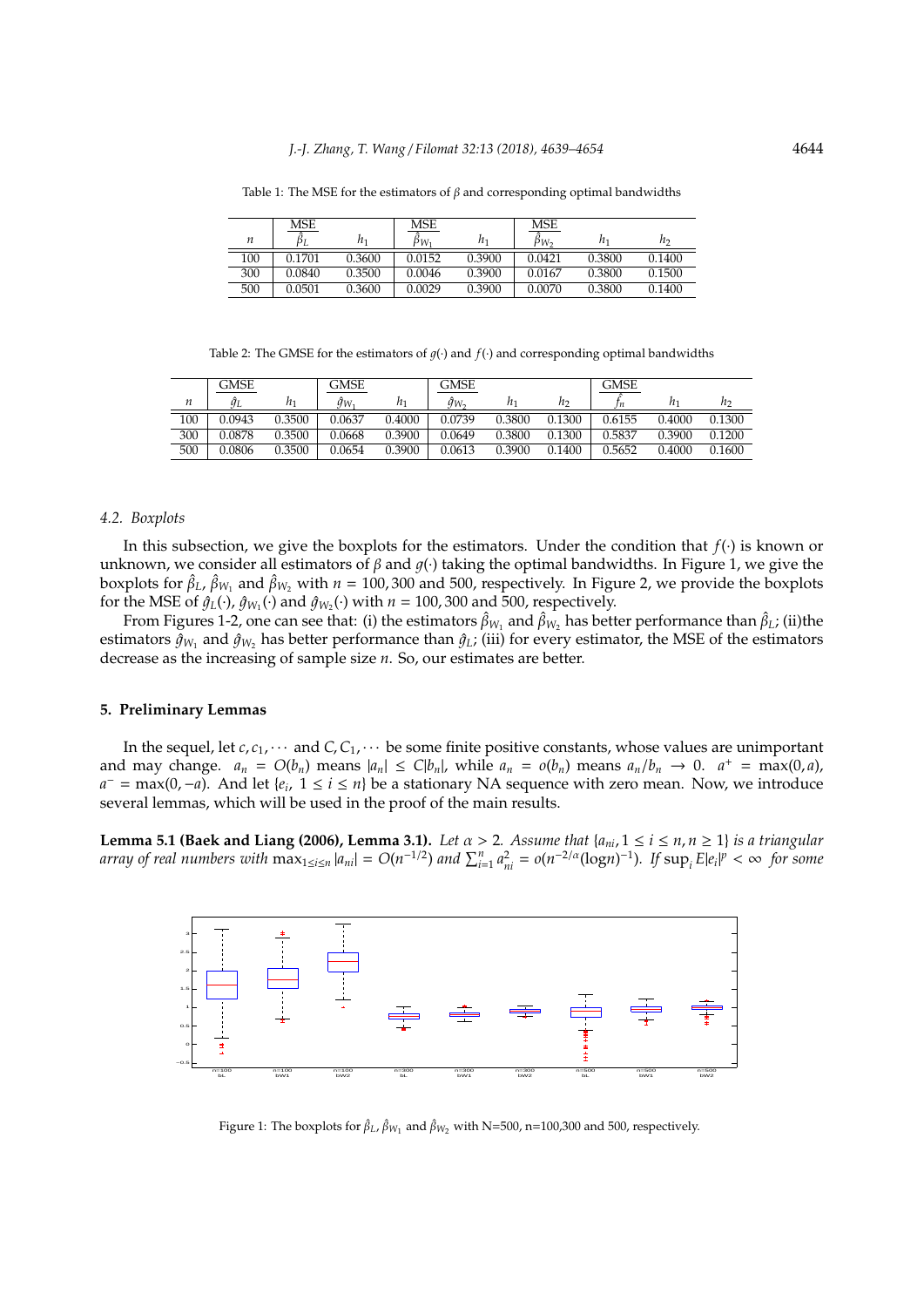Table 1: The MSE for the estimators of $\beta$ and corresponding optimal bandwidths

| $n$ | MSE $\hat{\beta}_L$ | $h_1$ | MSE $\hat{\beta}_{W_1}$ | $h_1$ | MSE $\hat{\beta}_{W_2}$ | $h_1$ | $h_2$ |
|---|---|---|---|---|---|---|---|
| 100 | 0.1701 | 0.3600 | 0.0152 | 0.3900 | 0.0421 | 0.3800 | 0.1400 |
| 300 | 0.0840 | 0.3500 | 0.0046 | 0.3900 | 0.0167 | 0.3800 | 0.1500 |
| 500 | 0.0501 | 0.3600 | 0.0029 | 0.3900 | 0.0070 | 0.3800 | 0.1400 |

Table 2: The GMSE for the estimators of $g(\cdot)$ and $f(\cdot)$ and corresponding optimal bandwidths

| $n$ | GMSE $\hat{g}_L$ | $h_1$ | GMSE $\hat{g}_{W_1}$ | $h_1$ | GMSE $\hat{g}_{W_2}$ | $h_1$ | $h_2$ | GMSE $\hat{f}_n$ | $h_1$ | $h_2$ |
|---|---|---|---|---|---|---|---|---|---|---|
| 100 | 0.0943 | 0.3500 | 0.0637 | 0.4000 | 0.0739 | 0.3800 | 0.1300 | 0.6155 | 0.4000 | 0.1300 |
| 300 | 0.0878 | 0.3500 | 0.0668 | 0.3900 | 0.0649 | 0.3800 | 0.1300 | 0.5837 | 0.3900 | 0.1200 |
| 500 | 0.0806 | 0.3500 | 0.0654 | 0.3900 | 0.0613 | 0.3900 | 0.1400 | 0.5652 | 0.4000 | 0.1600 |

### 4.2. Boxplots

In this subsection, we give the boxplots for the estimators. Under the condition that $f(\cdot)$ is known or unknown, we consider all estimators of $\beta$ and $g(\cdot)$ taking the optimal bandwidths. In Figure 1, we give the boxplots for $\hat{\beta}_L$, $\hat{\beta}_{W_1}$ and $\hat{\beta}_{W_2}$ with $n = 100, 300$ and 500, respectively. In Figure 2, we provide the boxplots for the MSE of $\hat{g}_L(\cdot)$, $\hat{g}_{W_1}(\cdot)$ and $\hat{g}_{W_2}(\cdot)$ with $n = 100, 300$ and 500, respectively.

From Figures 1-2, one can see that: (i) the estimators $\hat{\beta}_{W_1}$ and $\hat{\beta}_{W_2}$ has better performance than $\hat{\beta}_L$; (ii)the estimators $\hat{g}_{W_1}$ and $\hat{g}_{W_2}$ has better performance than $\hat{g}_L$; (iii) for every estimator, the MSE of the estimators decrease as the increasing of sample size $n$. So, our estimates are better.

## 5. Preliminary Lemmas

In the sequel, let $c, c_1, \cdots$ and $C, C_1, \cdots$ be some finite positive constants, whose values are unimportant and may change. $a_n = O(b_n)$ means $|a_n| \leq C|b_n|$, while $a_n = o(b_n)$ means $a_n/b_n \to 0$. $a^+ = \max(0, a)$, $a^- = \max(0, -a)$. And let $\{e_i, 1 \leq i \leq n\}$ be a stationary NA sequence with zero mean. Now, we introduce several lemmas, which will be used in the proof of the main results.

**Lemma 5.1 (Baek and Liang (2006), Lemma 3.1).** *Let $\alpha > 2$. Assume that $\{a_{ni}, 1 \leq i \leq n, n \geq 1\}$ is a triangular array of real numbers with $\max_{1\leq i\leq n} |a_{ni}| = O(n^{-1/2})$ and $\sum_{i=1}^{n} a_{ni}^2 = o(n^{-2/\alpha}(\log n)^{-1})$. If $\sup_i E|e_i|^p < \infty$ for some*

Figure 1: The boxplots for $\hat{\beta}_L$, $\hat{\beta}_{W_1}$ and $\hat{\beta}_{W_2}$ with N=500, n=100,300 and 500, respectively.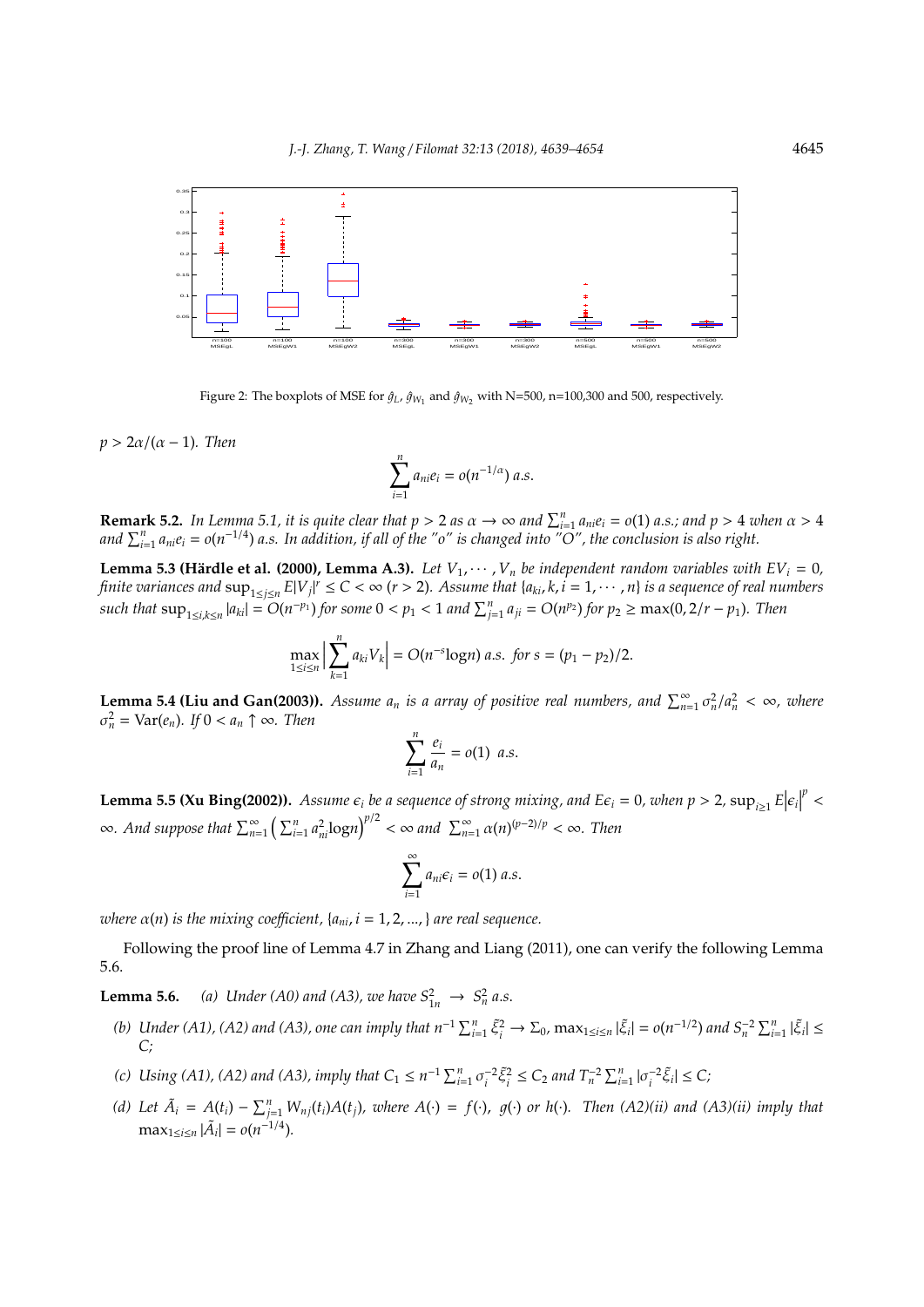Figure 2: The boxplots of MSE for $\hat{g}_L$, $\hat{g}_{W_1}$ and $\hat{g}_{W_2}$ with N=500, n=100,300 and 500, respectively.

$p > 2\alpha/(\alpha - 1)$. *Then*

$$\sum_{i=1}^{n} a_{ni}e_i = o(n^{-1/\alpha}) \text{ a.s.}$$

**Remark 5.2.** *In Lemma 5.1, it is quite clear that $p > 2$ as $\alpha \to \infty$ and $\sum_{i=1}^{n} a_{ni}e_i = o(1)$ a.s.; and $p > 4$ when $\alpha > 4$ and $\sum_{i=1}^{n} a_{ni}e_i = o(n^{-1/4})$ a.s. In addition, if all of the "o" is changed into "O", the conclusion is also right.*

**Lemma 5.3 (Härdle et al. (2000), Lemma A.3).** *Let $V_1, \cdots, V_n$ be independent random variables with $EV_i = 0$, finite variances and $\sup_{1\le j\le n} E|V_j|^r \le C < \infty$ $(r > 2)$. Assume that $\{a_{ki}, k, i = 1, \cdots, n\}$ is a sequence of real numbers such that $\sup_{1\le i,k\le n} |a_{ki}| = O(n^{-p_1})$ for some $0 < p_1 < 1$ and $\sum_{j=1}^{n} a_{ji} = O(n^{p_2})$ for $p_2 \ge \max(0, 2/r - p_1)$. Then*

$$\max_{1\le i\le n} \Big| \sum_{k=1}^{n} a_{ki}V_k \Big| = O(n^{-s}\log n) \text{ a.s. for } s = (p_1 - p_2)/2.$$

**Lemma 5.4 (Liu and Gan(2003)).** *Assume $a_n$ is a array of positive real numbers, and $\sum_{n=1}^{\infty} \sigma_n^2/a_n^2 < \infty$, where $\sigma_n^2 = \mathrm{Var}(e_n)$. If $0 < a_n \uparrow \infty$. Then*

$$\sum_{i=1}^{n} \frac{e_i}{a_n} = o(1) \text{ a.s.}$$

**Lemma 5.5 (Xu Bing(2002)).** *Assume $\epsilon_i$ be a sequence of strong mixing, and $E\epsilon_i = 0$, when $p > 2$, $\sup_{i\ge 1} E\big|\epsilon_i\big|^p < \infty$. And suppose that $\sum_{n=1}^{\infty} \Big( \sum_{i=1}^{n} a_{ni}^2 \log n \Big)^{p/2} < \infty$ and $\sum_{n=1}^{\infty} \alpha(n)^{(p-2)/p} < \infty$. Then*

$$\sum_{i=1}^{\infty} a_{ni}\epsilon_i = o(1) \text{ a.s.}$$

*where $\alpha(n)$ is the mixing coefficient, $\{a_{ni}, i = 1, 2, ..., \}$ are real sequence.*

Following the proof line of Lemma 4.7 in Zhang and Liang (2011), one can verify the following Lemma 5.6.

**Lemma 5.6.** *(a) Under (A0) and (A3), we have $S_{1n}^2 \to S_n^2$ a.s.*

*(b) Under (A1), (A2) and (A3), one can imply that $n^{-1}\sum_{i=1}^{n} \tilde{\xi}_i^2 \to \Sigma_0$, $\max_{1\le i\le n} |\tilde{\xi}_i| = o(n^{-1/2})$ and $S_n^{-2}\sum_{i=1}^{n} |\tilde{\xi}_i| \le C$;*

*(c) Using (A1), (A2) and (A3), imply that $C_1 \le n^{-1}\sum_{i=1}^{n} \sigma_i^{-2}\tilde{\xi}_i^2 \le C_2$ and $T_n^{-2}\sum_{i=1}^{n} |\sigma_i^{-2}\tilde{\xi}_i| \le C$;*

*(d) Let $\tilde{A}_i = A(t_i) - \sum_{j=1}^{n} W_{nj}(t_i)A(t_j)$, where $A(\cdot) = f(\cdot)$, $g(\cdot)$ or $h(\cdot)$. Then (A2)(ii) and (A3)(ii) imply that $\max_{1\le i\le n} |\tilde{A}_i| = o(n^{-1/4})$.*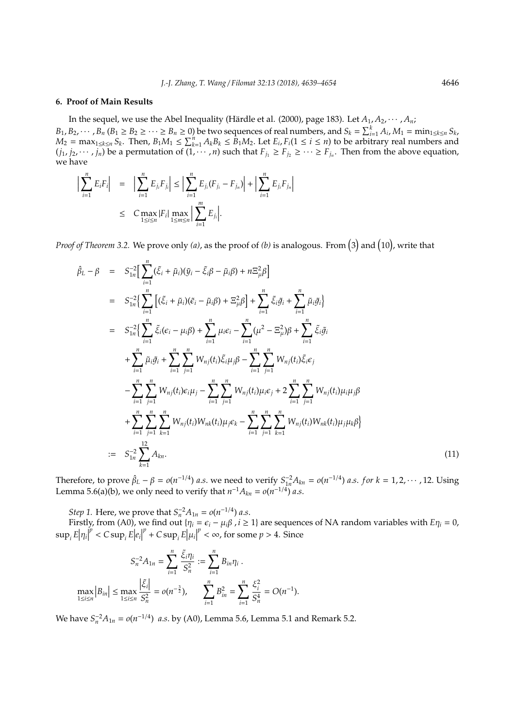## 6. Proof of Main Results

In the sequel, we use the Abel Inequality (Härdle et al. (2000), page 183). Let $A_1, A_2, \cdots, A_n$; $B_1, B_2, \cdots, B_n$ ($B_1 \geq B_2 \geq \cdots \geq B_n \geq 0$) be two sequences of real numbers, and $S_k = \sum_{i=1}^{k} A_i$, $M_1 = \min_{1 \leq k \leq n} S_k$, $M_2 = \max_{1 \leq k \leq n} S_k$. Then, $B_1 M_1 \leq \sum_{k=1}^{n} A_k B_k \leq B_1 M_2$. Let $E_i, F_i (1 \leq i \leq n)$ to be arbitrary real numbers and $(j_1, j_2, \cdots, j_n)$ be a permutation of $(1, \cdots, n)$ such that $F_{j_1} \geq F_{j_2} \geq \cdots \geq F_{j_n}$. Then from the above equation, we have

$$
\begin{aligned}
\Big| \sum_{i=1}^{n} E_i F_i \Big| &= \Big| \sum_{i=1}^{n} E_{j_i} F_{j_i} \Big| \leq \Big| \sum_{i=1}^{n} E_{j_i} (F_{j_i} - F_{j_n}) \Big| + \Big| \sum_{i=1}^{n} E_{j_i} F_{j_n} \Big| \\
&\leq C \max_{1 \leq i \leq n} |F_i| \max_{1 \leq m \leq n} \Big| \sum_{i=1}^{m} E_{j_i} \Big|.
\end{aligned}
$$

*Proof of Theorem 3.2.* We prove only *(a)*, as the proof of *(b)* is analogous. From $(3)$ and $(10)$, write that

$$
\begin{aligned}
\hat{\beta}_L - \beta &= S_{1n}^{-2} \Big[ \sum_{i=1}^{n} (\tilde{\xi}_i + \tilde{\mu}_i)(\tilde{y}_i - \tilde{\xi}_i \beta - \tilde{\mu}_i \beta) + n \Xi_{\mu}^2 \beta \Big] \\
&= S_{1n}^{-2} \Big\{ \sum_{i=1}^{n} \Big[ (\tilde{\xi}_i + \tilde{\mu}_i)(\tilde{\epsilon}_i - \tilde{\mu}_i \beta) + \Xi_{\mu}^2 \beta \Big] + \sum_{i=1}^{n} \tilde{\xi}_i \tilde{g}_i + \sum_{i=1}^{n} \tilde{\mu}_i \tilde{g}_i \Big\} \\
&= S_{1n}^{-2} \Big\{ \sum_{i=1}^{n} \tilde{\xi}_i (\epsilon_i - \mu_i \beta) + \sum_{i=1}^{n} \mu_i \epsilon_i - \sum_{i=1}^{n} (\mu^2 - \Xi_{\mu}^2) \beta + \sum_{i=1}^{n} \tilde{\xi}_i \tilde{g}_i \\
&\quad + \sum_{i=1}^{n} \tilde{\mu}_i \tilde{g}_i + \sum_{i=1}^{n} \sum_{j=1}^{n} W_{nj}(t_i) \tilde{\xi}_i \mu_j \beta - \sum_{i=1}^{n} \sum_{j=1}^{n} W_{nj}(t_i) \tilde{\xi}_i \epsilon_j \\
&\quad - \sum_{i=1}^{n} \sum_{j=1}^{n} W_{nj}(t_i) \epsilon_i \mu_j - \sum_{i=1}^{n} \sum_{j=1}^{n} W_{nj}(t_i) \mu_i \epsilon_j + 2 \sum_{i=1}^{n} \sum_{j=1}^{n} W_{nj}(t_i) \mu_i \mu_j \beta \\
&\quad + \sum_{i=1}^{n} \sum_{j=1}^{n} \sum_{k=1}^{n} W_{nj}(t_i) W_{nk}(t_i) \mu_j \epsilon_k - \sum_{i=1}^{n} \sum_{j=1}^{n} \sum_{k=1}^{n} W_{nj}(t_i) W_{nk}(t_i) \mu_j \mu_k \beta \Big\} \\
&:= S_{1n}^{-2} \sum_{k=1}^{12} A_{kn}. \qquad (11)
\end{aligned}
$$

Therefore, to prove $\hat{\beta}_L - \beta = o(n^{-1/4})$ *a.s.* we need to verify $S_{1n}^{-2} A_{kn} = o(n^{-1/4})$ *a.s. for* $k = 1, 2, \cdots, 12$. Using Lemma 5.6(a)(b), we only need to verify that $n^{-1} A_{kn} = o(n^{-1/4})$ *a.s.*

*Step 1.* Here, we prove that $S_n^{-2} A_{1n} = o(n^{-1/4})$ *a.s.*

Firstly, from (A0), we find out $\{\eta_i = \epsilon_i - \mu_i \beta, i \geq 1\}$ are sequences of NA random variables with $E\eta_i = 0$, $\sup_i E\big|\eta_i\big|^p < C \sup_i E\big|e_i\big|^p + C \sup_i E\big|\mu_i\big|^p < \infty$, for some $p > 4$. Since

$$
\begin{aligned}
S_n^{-2} A_{1n} &= \sum_{i=1}^{n} \frac{\tilde{\xi}_i \eta_i}{S_n^2} := \sum_{i=1}^{n} B_{in} \eta_i \, . \\
\max_{1 \leq i \leq n} \big| B_{in} \big| \leq \max_{1 \leq i \leq n} \frac{\big|\tilde{\xi}_i\big|}{S_n^2} &= o(n^{-\frac{3}{2}}), \qquad \sum_{i=1}^{n} B_{in}^2 = \sum_{i=1}^{n} \frac{\xi_i^2}{S_n^4} = O(n^{-1}).
\end{aligned}
$$

We have $S_n^{-2} A_{1n} = o(n^{-1/4})$ *a.s.* by (A0), Lemma 5.6, Lemma 5.1 and Remark 5.2.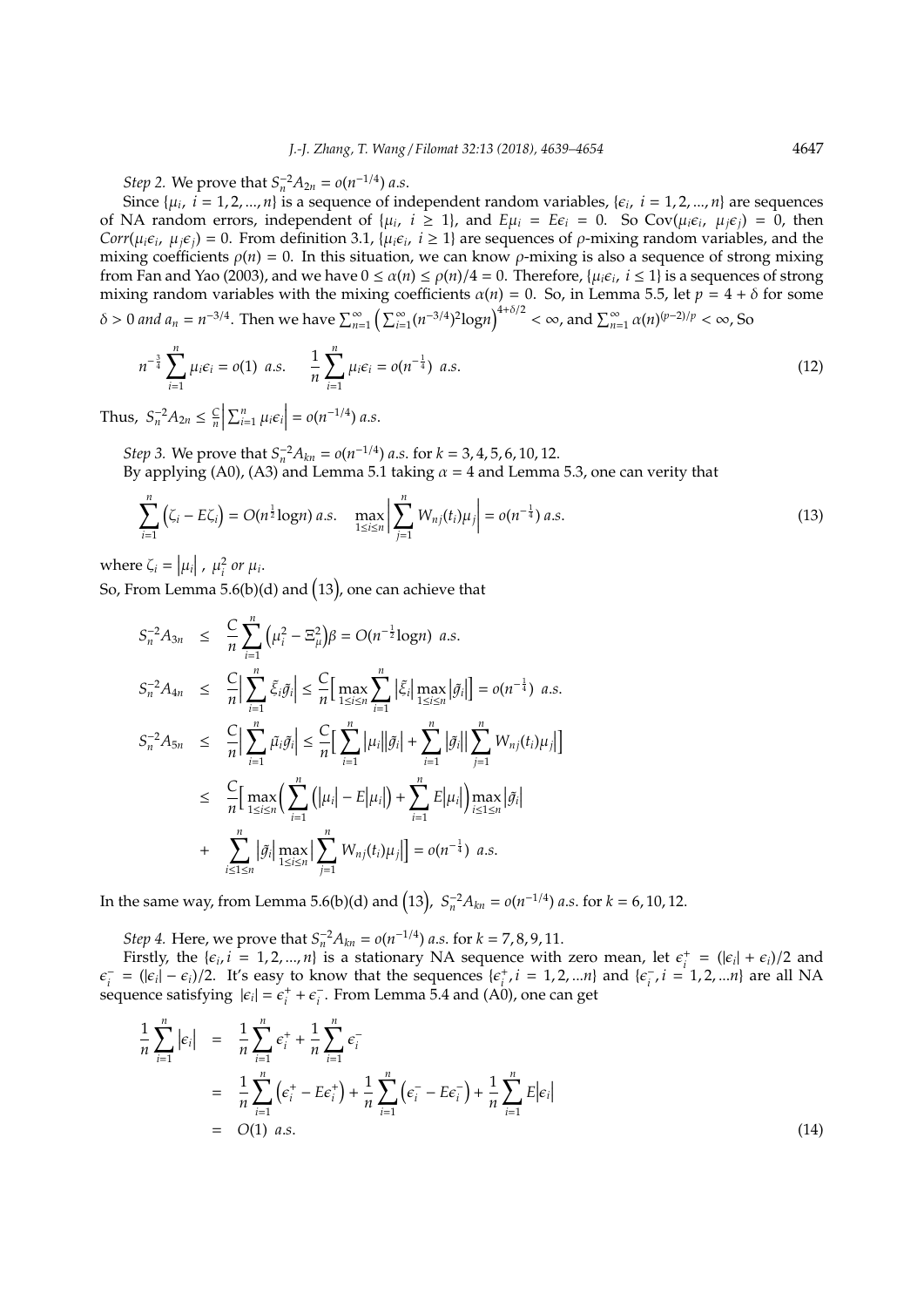*Step 2.* We prove that $S_n^{-2}A_{2n} = o(n^{-1/4})$ *a.s.*

Since $\{\mu_i,\ i = 1, 2, ..., n\}$ is a sequence of independent random variables, $\{\epsilon_i,\ i = 1, 2, ..., n\}$ are sequences of NA random errors, independent of $\{\mu_i,\ i \geq 1\}$, and $E\mu_i = E\epsilon_i = 0$. So $\text{Cov}(\mu_i\epsilon_i,\ \mu_j\epsilon_j) = 0$, then $Corr(\mu_i\epsilon_i,\ \mu_j\epsilon_j) = 0$. From definition 3.1, $\{\mu_i\epsilon_i,\ i \geq 1\}$ are sequences of $\rho$-mixing random variables, and the mixing coefficients $\rho(n) = 0$. In this situation, we can know $\rho$-mixing is also a sequence of strong mixing from Fan and Yao (2003), and we have $0 \leq \alpha(n) \leq \rho(n)/4 = 0$. Therefore, $\{\mu_i\epsilon_i,\ i \leq 1\}$ is a sequences of strong mixing random variables with the mixing coefficients $\alpha(n) = 0$. So, in Lemma 5.5, let $p = 4 + \delta$ for some $\delta > 0$ *and* $a_n = n^{-3/4}$. Then we have $\sum_{n=1}^{\infty}\left(\sum_{i=1}^{\infty}(n^{-3/4})^2\log n\right)^{4+\delta/2} < \infty$, and $\sum_{n=1}^{\infty}\alpha(n)^{(p-2)/p} < \infty$, So

$$n^{-\frac{3}{4}}\sum_{i=1}^{n}\mu_i\epsilon_i = o(1)\ \ a.s. \qquad \frac{1}{n}\sum_{i=1}^{n}\mu_i\epsilon_i = o(n^{-\frac{1}{4}})\ \ a.s. \tag{12}$$

Thus, $S_n^{-2}A_{2n} \leq \frac{C}{n}\Big|\sum_{i=1}^{n}\mu_i\epsilon_i\Big| = o(n^{-1/4})$ *a.s.*

*Step 3.* We prove that $S_n^{-2}A_{kn} = o(n^{-1/4})$ *a.s.* for $k = 3, 4, 5, 6, 10, 12$.

By applying (A0), (A3) and Lemma 5.1 taking $\alpha = 4$ and Lemma 5.3, one can verity that

$$\sum_{i=1}^{n}\left(\zeta_i - E\zeta_i\right) = O(n^{\frac{1}{2}}\log n)\ a.s. \quad \max_{1\leq i\leq n}\Big|\sum_{j=1}^{n}W_{nj}(t_i)\mu_j\Big| = o(n^{-\frac{1}{4}})\ a.s. \tag{13}$$

where $\zeta_i = \big|\mu_i\big|$ , $\mu_i^2$ *or* $\mu_i$.

So, From Lemma 5.6(b)(d) and $\big(13\big)$, one can achieve that

$$\begin{aligned}
S_n^{-2}A_{3n} &\leq \frac{C}{n}\sum_{i=1}^{n}\left(\mu_i^2 - \Xi_\mu^2\right)\beta = O(n^{-\frac{1}{2}}\log n)\ \ a.s. \\
S_n^{-2}A_{4n} &\leq \frac{C}{n}\Big|\sum_{i=1}^{n}\tilde{\xi}_i\tilde{g}_i\Big| \leq \frac{C}{n}\Big[\max_{1\leq i\leq n}\sum_{i=1}^{n}\big|\tilde{\xi}_i\big|\max_{1\leq i\leq n}\big|\tilde{g}_i\big|\Big] = o(n^{-\frac{1}{4}})\ \ a.s. \\
S_n^{-2}A_{5n} &\leq \frac{C}{n}\Big|\sum_{i=1}^{n}\tilde{\mu}_i\tilde{g}_i\Big| \leq \frac{C}{n}\Big[\sum_{i=1}^{n}\big|\mu_i\big|\big|\tilde{g}_i\big| + \sum_{i=1}^{n}\big|\tilde{g}_i\big|\Big|\sum_{j=1}^{n}W_{nj}(t_i)\mu_j\Big|\Big] \\
&\leq \frac{C}{n}\Big[\max_{1\leq i\leq n}\Big(\sum_{i=1}^{n}\left(\big|\mu_i\big| - E\big|\mu_i\big|\right) + \sum_{i=1}^{n}E\big|\mu_i\big|\Big)\max_{i\leq 1\leq n}\big|\tilde{g}_i\big| \\
&+ \sum_{i\leq 1\leq n}\big|\tilde{g}_i\big|\max_{1\leq i\leq n}\Big|\sum_{j=1}^{n}W_{nj}(t_i)\mu_j\Big|\Big] = o(n^{-\frac{1}{4}})\ \ a.s.
\end{aligned}$$

In the same way, from Lemma 5.6(b)(d) and $\big(13\big)$, $S_n^{-2}A_{kn} = o(n^{-1/4})$ *a.s.* for $k = 6, 10, 12$.

*Step 4.* Here, we prove that $S_n^{-2}A_{kn} = o(n^{-1/4})$ *a.s.* for $k = 7, 8, 9, 11$.

Firstly, the $\{\epsilon_i, i = 1, 2, ..., n\}$ is a stationary NA sequence with zero mean, let $\epsilon_i^+ = (|\epsilon_i| + \epsilon_i)/2$ and $\epsilon_i^- = (|\epsilon_i| - \epsilon_i)/2$. It's easy to know that the sequences $\{\epsilon_i^+, i = 1, 2, ...n\}$ and $\{\epsilon_i^-, i = 1, 2, ...n\}$ are all NA sequence satisfying $|\epsilon_i| = \epsilon_i^+ + \epsilon_i^-$. From Lemma 5.4 and (A0), one can get

$$\begin{aligned}
\frac{1}{n}\sum_{i=1}^{n}\big|\epsilon_i\big| &= \frac{1}{n}\sum_{i=1}^{n}\epsilon_i^+ + \frac{1}{n}\sum_{i=1}^{n}\epsilon_i^- \\
&= \frac{1}{n}\sum_{i=1}^{n}\left(\epsilon_i^+ - E\epsilon_i^+\right) + \frac{1}{n}\sum_{i=1}^{n}\left(\epsilon_i^- - E\epsilon_i^-\right) + \frac{1}{n}\sum_{i=1}^{n}E\big|\epsilon_i\big| \\
&= O(1)\ \ a.s.
\end{aligned} \tag{14}$$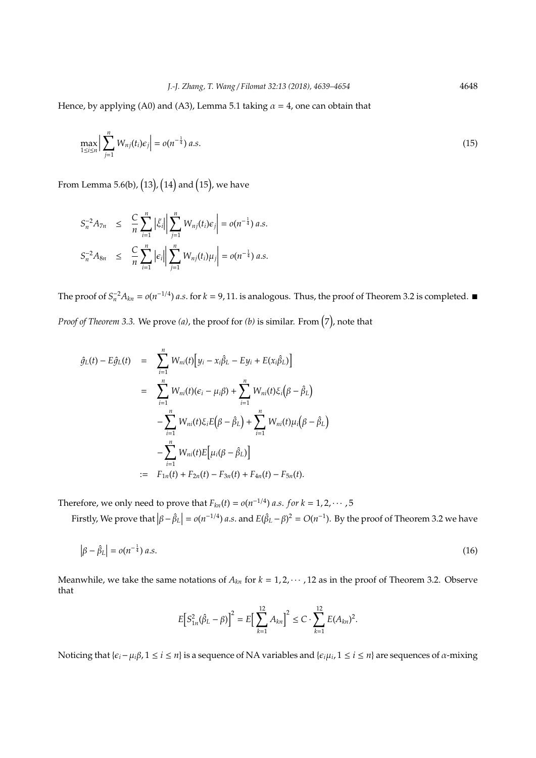Hence, by applying (A0) and (A3), Lemma 5.1 taking $\alpha = 4$, one can obtain that

$$\max_{1\le i\le n}\Big|\sum_{j=1}^{n} W_{nj}(t_i)\epsilon_j\Big| = o(n^{-\frac{1}{4}})\ a.s. \tag{15}$$

From Lemma 5.6(b), $\big(13\big)$, $\big(14\big)$ and $\big(15\big)$, we have

$$\begin{aligned}
S_n^{-2}A_{7n} &\le \frac{C}{n}\sum_{i=1}^{n}\big|\tilde{\xi}_i\big|\Big|\sum_{j=1}^{n} W_{nj}(t_i)\epsilon_j\Big| = o(n^{-\frac{1}{4}})\ a.s.\\
S_n^{-2}A_{8n} &\le \frac{C}{n}\sum_{i=1}^{n}\big|\epsilon_i\big|\Big|\sum_{j=1}^{n} W_{nj}(t_i)\mu_j\Big| = o(n^{-\frac{1}{4}})\ a.s.
\end{aligned}$$

The proof of $S_n^{-2}A_{kn} = o(n^{-1/4})\ a.s.$ for $k = 9, 11.$ is analogous. Thus, the proof of Theorem 3.2 is completed. ■

*Proof of Theorem 3.3.* We prove *(a)*, the proof for *(b)* is similar. From $\big(7\big)$, note that

$$\begin{aligned}
\hat{g}_L(t) - E\hat{g}_L(t) &= \sum_{i=1}^{n} W_{ni}(t)\Big[y_i - x_i\hat{\beta}_L - Ey_i + E(x_i\hat{\beta}_L)\Big]\\
&= \sum_{i=1}^{n} W_{ni}(t)(\epsilon_i - \mu_i\beta) + \sum_{i=1}^{n} W_{ni}(t)\xi_i\Big(\beta - \hat{\beta}_L\Big)\\
&\quad - \sum_{i=1}^{n} W_{ni}(t)\xi_i E\Big(\beta - \hat{\beta}_L\Big) + \sum_{i=1}^{n} W_{ni}(t)\mu_i\Big(\beta - \hat{\beta}_L\Big)\\
&\quad - \sum_{i=1}^{n} W_{ni}(t)E\Big[\mu_i(\beta - \hat{\beta}_L)\Big]\\
&:= F_{1n}(t) + F_{2n}(t) - F_{3n}(t) + F_{4n}(t) - F_{5n}(t).
\end{aligned}$$

Therefore, we only need to prove that $F_{kn}(t) = o(n^{-1/4})\ a.s.\ for\ k = 1, 2, \cdots, 5$

Firstly, We prove that $\big|\beta - \hat{\beta}_L\big| = o(n^{-1/4})\ a.s.$ and $E(\hat{\beta}_L - \beta)^2 = O(n^{-1})$. By the proof of Theorem 3.2 we have

$$\Big|\beta - \hat{\beta}_L\Big| = o(n^{-\frac{1}{4}})\ a.s. \tag{16}$$

Meanwhile, we take the same notations of $A_{kn}$ for $k = 1, 2, \cdots, 12$ as in the proof of Theorem 3.2. Observe that

$$E\Big[S_{1n}^2(\hat{\beta}_L - \beta)\Big]^2 = E\Big[\sum_{k=1}^{12} A_{kn}\Big]^2 \le C\cdot\sum_{k=1}^{12} E(A_{kn})^2.$$

Noticing that $\{\epsilon_i - \mu_i\beta, 1\le i\le n\}$ is a sequence of NA variables and $\{\epsilon_i\mu_i, 1\le i\le n\}$ are sequences of $\alpha$-mixing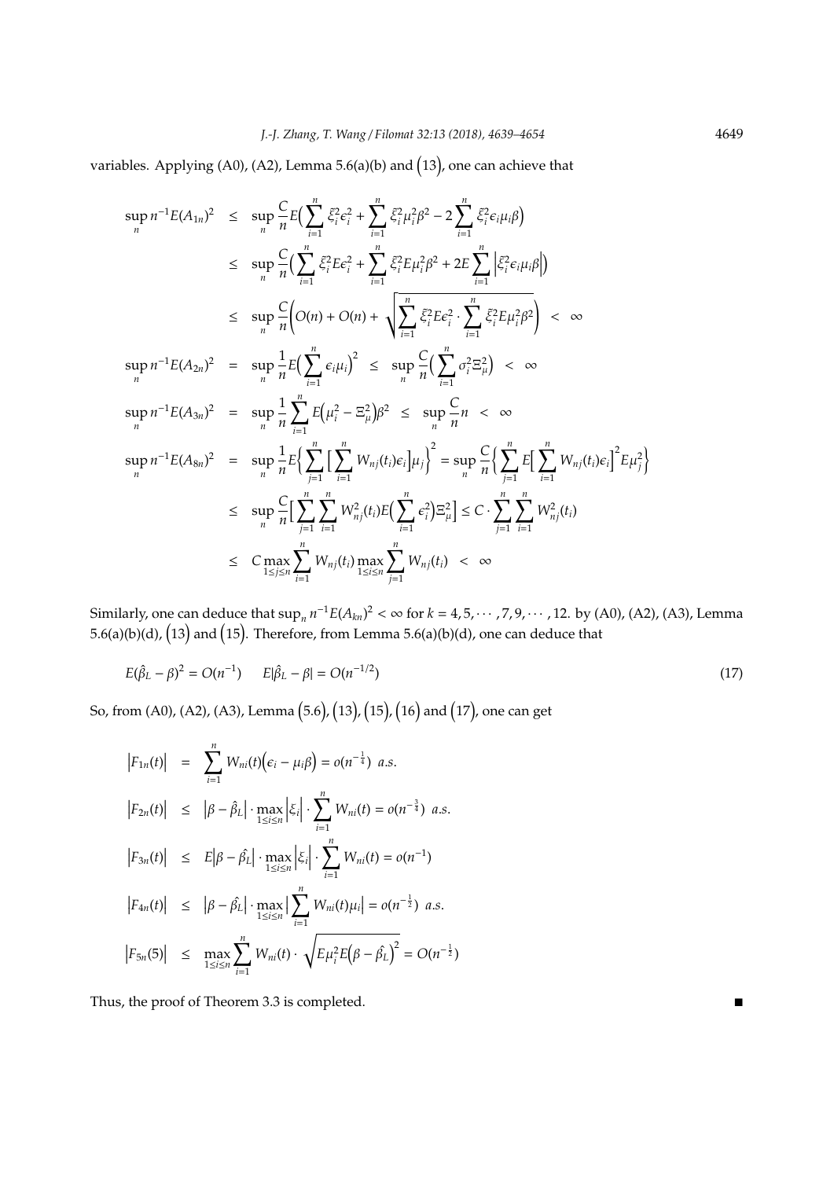variables. Applying (A0), (A2), Lemma 5.6(a)(b) and $\big(13\big)$, one can achieve that

$$
\begin{aligned}
\sup_n n^{-1}E(A_{1n})^2 &\leq \sup_n \frac{C}{n}E\Big(\sum_{i=1}^n \tilde{\xi}_i^2\epsilon_i^2 + \sum_{i=1}^n \tilde{\xi}_i^2\mu_i^2\beta^2 - 2\sum_{i=1}^n \tilde{\xi}_i^2\epsilon_i\mu_i\beta\Big) \\
&\leq \sup_n \frac{C}{n}\Big(\sum_{i=1}^n \tilde{\xi}_i^2 E\epsilon_i^2 + \sum_{i=1}^n \tilde{\xi}_i^2 E\mu_i^2\beta^2 + 2E\sum_{i=1}^n \Big|\tilde{\xi}_i^2\epsilon_i\mu_i\beta\Big|\Big) \\
&\leq \sup_n \frac{C}{n}\Bigg(O(n) + O(n) + \sqrt{\sum_{i=1}^n \tilde{\xi}_i^2 E\epsilon_i^2 \cdot \sum_{i=1}^n \tilde{\xi}_i^2 E\mu_i^2\beta^2}\Bigg) \;<\; \infty \\
\sup_n n^{-1}E(A_{2n})^2 &= \sup_n \frac{1}{n}E\Big(\sum_{i=1}^n \epsilon_i\mu_i\Big)^2 \;\leq\; \sup_n \frac{C}{n}\Big(\sum_{i=1}^n \sigma_i^2\Xi_\mu^2\Big) \;<\; \infty \\
\sup_n n^{-1}E(A_{3n})^2 &= \sup_n \frac{1}{n}\sum_{i=1}^n E\Big(\mu_i^2 - \Xi_\mu^2\Big)\beta^2 \;\leq\; \sup_n \frac{C}{n}n \;<\; \infty \\
\sup_n n^{-1}E(A_{8n})^2 &= \sup_n \frac{1}{n}E\Big\{\sum_{j=1}^n \Big[\sum_{i=1}^n W_{nj}(t_i)\epsilon_i\Big]\mu_j\Big\}^2 = \sup_n \frac{C}{n}\Big\{\sum_{j=1}^n E\Big[\sum_{i=1}^n W_{nj}(t_i)\epsilon_i\Big]^2 E\mu_j^2\Big\} \\
&\leq \sup_n \frac{C}{n}\Big[\sum_{j=1}^n\sum_{i=1}^n W_{nj}^2(t_i)E\Big(\sum_{i=1}^n \epsilon_i^2\Big)\Xi_\mu^2\Big] \leq C\cdot\sum_{j=1}^n\sum_{i=1}^n W_{nj}^2(t_i) \\
&\leq C\max_{1\leq j\leq n}\sum_{i=1}^n W_{nj}(t_i)\max_{1\leq i\leq n}\sum_{j=1}^n W_{nj}(t_i) \;<\; \infty
\end{aligned}
$$

Similarly, one can deduce that $\sup_n n^{-1}E(A_{kn})^2 < \infty$ for $k = 4, 5, \cdots, 7, 9, \cdots, 12$. by (A0), (A2), (A3), Lemma 5.6(a)(b)(d), $\big(13\big)$ and $\big(15\big)$. Therefore, from Lemma 5.6(a)(b)(d), one can deduce that

$$
E(\hat{\beta}_L - \beta)^2 = O(n^{-1}) \qquad E|\hat{\beta}_L - \beta| = O(n^{-1/2}) \tag{17}
$$

So, from (A0), (A2), (A3), Lemma $\big(5.6\big)$, $\big(13\big)$, $\big(15\big)$, $\big(16\big)$ and $\big(17\big)$, one can get

$$
\begin{aligned}
\Big|F_{1n}(t)\Big| &= \sum_{i=1}^n W_{ni}(t)\Big(\epsilon_i - \mu_i\beta\Big) = o(n^{-\frac{1}{4}}) \;\; a.s. \\
\Big|F_{2n}(t)\Big| &\leq \Big|\beta - \hat{\beta}_L\Big| \cdot \max_{1\leq i\leq n}\Big|\xi_i\Big| \cdot \sum_{i=1}^n W_{ni}(t) = o(n^{-\frac{3}{4}}) \;\; a.s. \\
\Big|F_{3n}(t)\Big| &\leq E\Big|\beta - \hat{\beta_L}\Big| \cdot \max_{1\leq i\leq n}\Big|\xi_i\Big| \cdot \sum_{i=1}^n W_{ni}(t) = o(n^{-1}) \\
\Big|F_{4n}(t)\Big| &\leq \Big|\beta - \hat{\beta_L}\Big| \cdot \max_{1\leq i\leq n}\Big|\sum_{i=1}^n W_{ni}(t)\mu_i\Big| = o(n^{-\frac{1}{2}}) \;\; a.s. \\
\Big|F_{5n}(5)\Big| &\leq \max_{1\leq i\leq n}\sum_{i=1}^n W_{ni}(t) \cdot \sqrt{E\mu_i^2 E\Big(\beta - \hat{\beta_L}\Big)^2} = O(n^{-\frac{1}{2}})
\end{aligned}
$$

Thus, the proof of Theorem 3.3 is completed. ■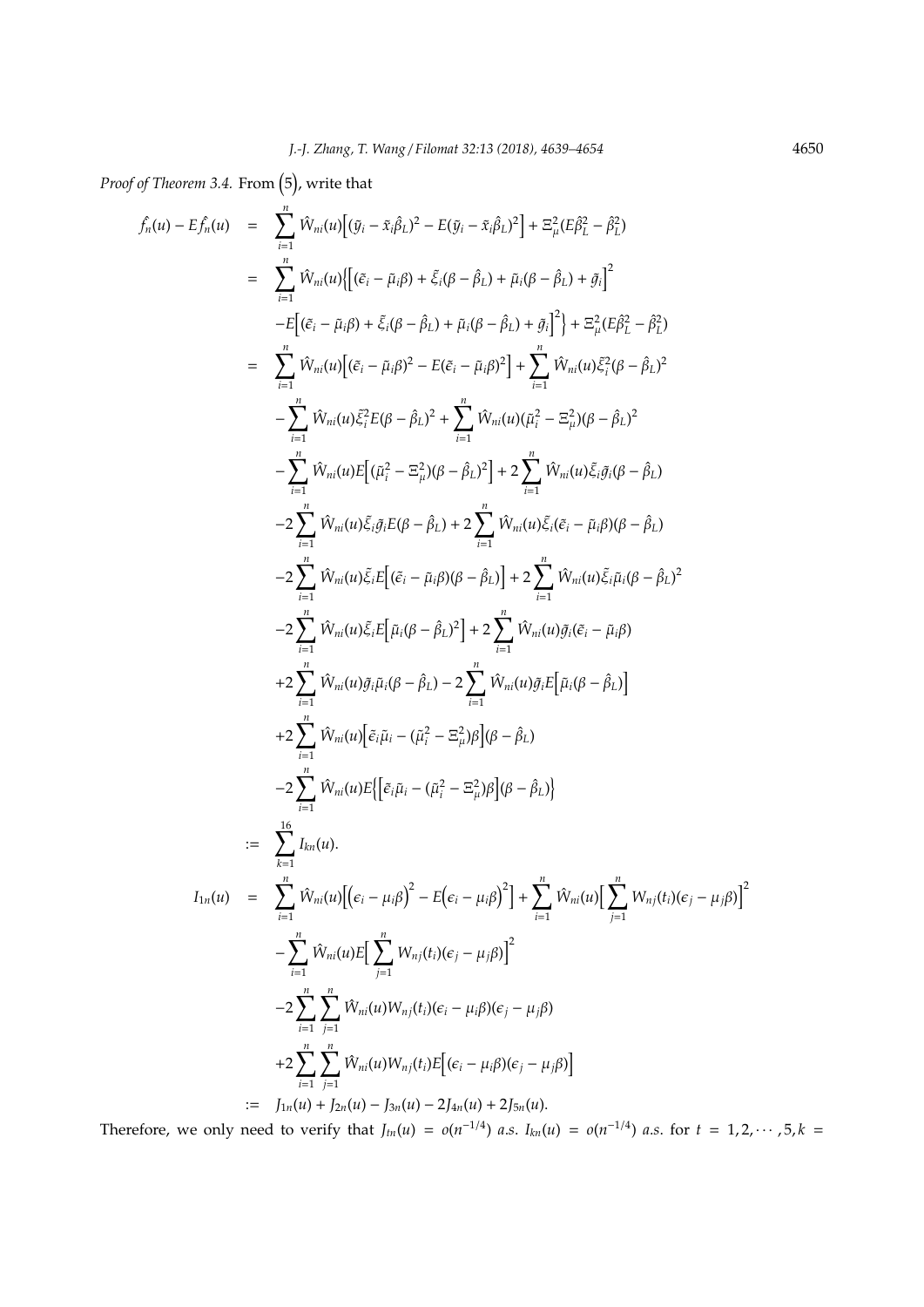*Proof of Theorem 3.4.* From (5), write that

$$
\begin{aligned}
\hat{f}_n(u) - E\hat{f}_n(u) &= \sum_{i=1}^{n} \hat{W}_{ni}(u)\Big[(\tilde{y}_i - \tilde{x}_i\hat{\beta}_L)^2 - E(\tilde{y}_i - \tilde{x}_i\hat{\beta}_L)^2\Big] + \Xi_\mu^2(E\hat{\beta}_L^2 - \hat{\beta}_L^2) \\
&= \sum_{i=1}^{n} \hat{W}_{ni}(u)\Big\{\Big[(\tilde{\epsilon}_i - \tilde{\mu}_i\beta) + \tilde{\xi}_i(\beta - \hat{\beta}_L) + \tilde{\mu}_i(\beta - \hat{\beta}_L) + \tilde{g}_i\Big]^2 \\
&\quad - E\Big[(\tilde{\epsilon}_i - \tilde{\mu}_i\beta) + \tilde{\xi}_i(\beta - \hat{\beta}_L) + \tilde{\mu}_i(\beta - \hat{\beta}_L) + \tilde{g}_i\Big]^2\Big\} + \Xi_\mu^2(E\hat{\beta}_L^2 - \hat{\beta}_L^2) \\
&= \sum_{i=1}^{n} \hat{W}_{ni}(u)\Big[(\tilde{\epsilon}_i - \tilde{\mu}_i\beta)^2 - E(\tilde{\epsilon}_i - \tilde{\mu}_i\beta)^2\Big] + \sum_{i=1}^{n} \hat{W}_{ni}(u)\tilde{\xi}_i^2(\beta - \hat{\beta}_L)^2 \\
&\quad - \sum_{i=1}^{n} \hat{W}_{ni}(u)\tilde{\xi}_i^2 E(\beta - \hat{\beta}_L)^2 + \sum_{i=1}^{n} \hat{W}_{ni}(u)(\tilde{\mu}_i^2 - \Xi_\mu^2)(\beta - \hat{\beta}_L)^2 \\
&\quad - \sum_{i=1}^{n} \hat{W}_{ni}(u)E\Big[(\tilde{\mu}_i^2 - \Xi_\mu^2)(\beta - \hat{\beta}_L)^2\Big] + 2\sum_{i=1}^{n} \hat{W}_{ni}(u)\tilde{\xi}_i\tilde{g}_i(\beta - \hat{\beta}_L) \\
&\quad - 2\sum_{i=1}^{n} \hat{W}_{ni}(u)\tilde{\xi}_i\tilde{g}_i E(\beta - \hat{\beta}_L) + 2\sum_{i=1}^{n} \hat{W}_{ni}(u)\tilde{\xi}_i(\tilde{\epsilon}_i - \tilde{\mu}_i\beta)(\beta - \hat{\beta}_L) \\
&\quad - 2\sum_{i=1}^{n} \hat{W}_{ni}(u)\tilde{\xi}_i E\Big[(\tilde{\epsilon}_i - \tilde{\mu}_i\beta)(\beta - \hat{\beta}_L)\Big] + 2\sum_{i=1}^{n} \hat{W}_{ni}(u)\tilde{\xi}_i\tilde{\mu}_i(\beta - \hat{\beta}_L)^2 \\
&\quad - 2\sum_{i=1}^{n} \hat{W}_{ni}(u)\tilde{\xi}_i E\Big[\tilde{\mu}_i(\beta - \hat{\beta}_L)^2\Big] + 2\sum_{i=1}^{n} \hat{W}_{ni}(u)\tilde{g}_i(\tilde{\epsilon}_i - \tilde{\mu}_i\beta) \\
&\quad + 2\sum_{i=1}^{n} \hat{W}_{ni}(u)\tilde{g}_i\tilde{\mu}_i(\beta - \hat{\beta}_L) - 2\sum_{i=1}^{n} \hat{W}_{ni}(u)\tilde{g}_i E\Big[\tilde{\mu}_i(\beta - \hat{\beta}_L)\Big] \\
&\quad + 2\sum_{i=1}^{n} \hat{W}_{ni}(u)\Big[\tilde{\epsilon}_i\tilde{\mu}_i - (\tilde{\mu}_i^2 - \Xi_\mu^2)\beta\Big](\beta - \hat{\beta}_L) \\
&\quad - 2\sum_{i=1}^{n} \hat{W}_{ni}(u)E\Big\{\Big[\tilde{\epsilon}_i\tilde{\mu}_i - (\tilde{\mu}_i^2 - \Xi_\mu^2)\beta\Big](\beta - \hat{\beta}_L)\Big\} \\
&:= \sum_{k=1}^{16} I_{kn}(u). \\
I_{1n}(u) &= \sum_{i=1}^{n} \hat{W}_{ni}(u)\Big[\big(\epsilon_i - \mu_i\beta\big)^2 - E\big(\epsilon_i - \mu_i\beta\big)^2\Big] + \sum_{i=1}^{n} \hat{W}_{ni}(u)\Big[\sum_{j=1}^{n} W_{nj}(t_i)(\epsilon_j - \mu_j\beta)\Big]^2 \\
&\quad - \sum_{i=1}^{n} \hat{W}_{ni}(u)E\Big[\sum_{j=1}^{n} W_{nj}(t_i)(\epsilon_j - \mu_j\beta)\Big]^2 \\
&\quad - 2\sum_{i=1}^{n}\sum_{j=1}^{n} \hat{W}_{ni}(u)W_{nj}(t_i)(\epsilon_i - \mu_i\beta)(\epsilon_j - \mu_j\beta) \\
&\quad + 2\sum_{i=1}^{n}\sum_{j=1}^{n} \hat{W}_{ni}(u)W_{nj}(t_i)E\Big[(\epsilon_i - \mu_i\beta)(\epsilon_j - \mu_j\beta)\Big] \\
&:= J_{1n}(u) + J_{2n}(u) - J_{3n}(u) - 2J_{4n}(u) + 2J_{5n}(u).
\end{aligned}
$$

Therefore, we only need to verify that $J_{tn}(u) = o(n^{-1/4})$ *a.s.* $I_{kn}(u) = o(n^{-1/4})$ *a.s.* for $t = 1, 2, \cdots, 5, k =$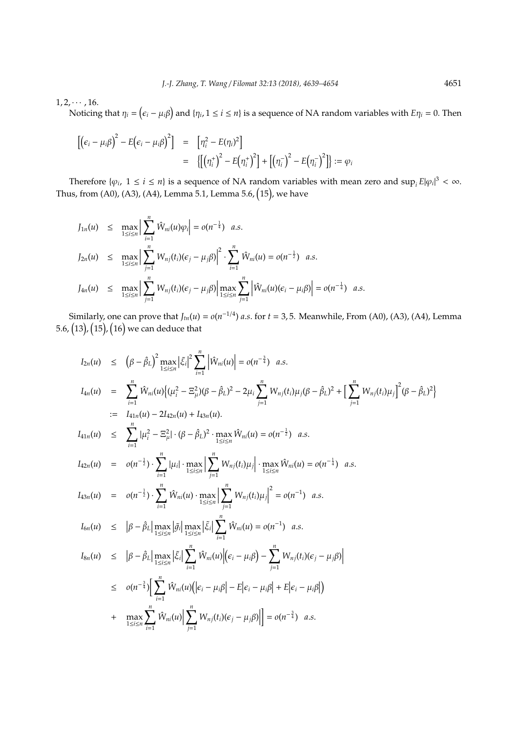$1, 2, \cdots, 16$.

Noticing that $\eta_i = \left(\epsilon_i - \mu_i\beta\right)$ and $\{\eta_i, 1 \le i \le n\}$ is a sequence of NA random variables with $E\eta_i = 0$. Then

$$
\begin{aligned}
\left[\left(\epsilon_i - \mu_i\beta\right)^2 - E\left(\epsilon_i - \mu_i\beta\right)^2\right] &= \left[\eta_i^2 - E(\eta_i)^2\right] \\
&= \left\{\left[\left(\eta_i^+\right)^2 - E\left(\eta_i^+\right)^2\right] + \left[\left(\eta_i^-\right)^2 - E\left(\eta_i^-\right)^2\right]\right\} := \varphi_i
\end{aligned}
$$

Therefore $\{\varphi_i,\ 1 \le i \le n\}$ is a sequence of NA random variables with mean zero and $\sup_i E|\varphi_i|^3 < \infty$. Thus, from (A0), (A3), (A4), Lemma 5.1, Lemma 5.6, $\left(15\right)$, we have

$$
\begin{aligned}
J_{1n}(u) &\le \max_{1\le i\le n}\Big|\sum_{i=1}^{n} \hat{W}_{ni}(u)\varphi_i\Big| = o(n^{-\frac{1}{4}}) \quad a.s. \\
J_{2n}(u) &\le \max_{1\le i\le n}\Big|\sum_{j=1}^{n} W_{nj}(t_i)(\epsilon_j - \mu_j\beta)\Big|^2 \cdot \sum_{i=1}^{n} \hat{W}_{ni}(u) = o(n^{-\frac{1}{2}}) \quad a.s. \\
J_{4n}(u) &\le \max_{1\le i\le n}\Big|\sum_{j=1}^{n} W_{nj}(t_i)(\epsilon_j - \mu_j\beta)\Big| \max_{1\le i\le n}\sum_{j=1}^{n}\Big|\hat{W}_{ni}(u)(\epsilon_i - \mu_i\beta)\Big| = o(n^{-\frac{1}{4}}) \quad a.s.
\end{aligned}
$$

Similarly, one can prove that $J_{tn}(u) = o(n^{-1/4})$ *a.s.* for $t = 3, 5$. Meanwhile, From (A0), (A3), (A4), Lemma 5.6, $\left(13\right)$, $\left(15\right)$, $\left(16\right)$ we can deduce that

$$
\begin{aligned}
I_{2n}(u) &\le \left(\beta - \hat{\beta}_L\right)^2 \max_{1\le i\le n}\left|\tilde{\xi}_i\right|^2 \sum_{i=1}^{n}\left|\hat{W}_{ni}(u)\right| = o(n^{-\frac{3}{4}}) \quad a.s. \\
I_{4n}(u) &= \sum_{i=1}^{n} \hat{W}_{ni}(u)\Big\{(\mu_i^2 - \Xi_\mu^2)(\beta - \hat{\beta}_L)^2 - 2\mu_i \sum_{j=1}^{n} W_{nj}(t_i)\mu_j(\beta - \hat{\beta}_L)^2 + \Big[\sum_{j=1}^{n} W_{nj}(t_i)\mu_j\Big]^2(\beta - \hat{\beta}_L)^2\Big\} \\
&:= I_{41n}(u) - 2I_{42n}(u) + I_{43n}(u). \\
I_{41n}(u) &\le \sum_{i=1}^{n} |\mu_i^2 - \Xi_\mu^2| \cdot (\beta - \hat{\beta}_L)^2 \cdot \max_{1\le i\le n} \hat{W}_{ni}(u) = o(n^{-\frac{1}{2}}) \quad a.s. \\
I_{42n}(u) &= o(n^{-\frac{1}{2}}) \cdot \sum_{i=1}^{n} |\mu_i| \cdot \max_{1\le i\le n}\Big|\sum_{j=1}^{n} W_{nj}(t_i)\mu_j\Big| \cdot \max_{1\le i\le n} \hat{W}_{ni}(u) = o(n^{-\frac{1}{4}}) \quad a.s. \\
I_{43n}(u) &= o(n^{-\frac{1}{2}}) \cdot \sum_{i=1}^{n} \hat{W}_{ni}(u) \cdot \max_{1\le i\le n}\Big|\sum_{j=1}^{n} W_{nj}(t_i)\mu_j\Big|^2 = o(n^{-1}) \quad a.s. \\
I_{6n}(u) &\le \left|\beta - \hat{\beta}_L\right| \max_{1\le i\le n}\left|\tilde{g}_i\right| \max_{1\le i\le n}\left|\tilde{\xi}_i\right| \sum_{i=1}^{n} \hat{W}_{ni}(u) = o(n^{-1}) \quad a.s. \\
I_{8n}(u) &\le \left|\beta - \hat{\beta}_L\right| \max_{1\le i\le n}\left|\tilde{\xi}_i\right| \sum_{i=1}^{n} \hat{W}_{ni}(u)\Big|\left(\epsilon_i - \mu_i\beta\right) - \sum_{j=1}^{n} W_{nj}(t_i)(\epsilon_j - \mu_j\beta)\Big| \\
&\le o(n^{-\frac{3}{4}})\Big[\sum_{i=1}^{n} \hat{W}_{ni}(u)\Big(\left|\epsilon_i - \mu_i\beta\right| - E\left|\epsilon_i - \mu_i\beta\right| + E\left|\epsilon_i - \mu_i\beta\right|\Big) \\
&\quad + \max_{1\le i\le n}\sum_{i=1}^{n} \hat{W}_{ni}(u)\Big|\sum_{j=1}^{n} W_{nj}(t_i)(\epsilon_j - \mu_j\beta)\Big|\Big] = o(n^{-\frac{3}{4}}) \quad a.s.
\end{aligned}
$$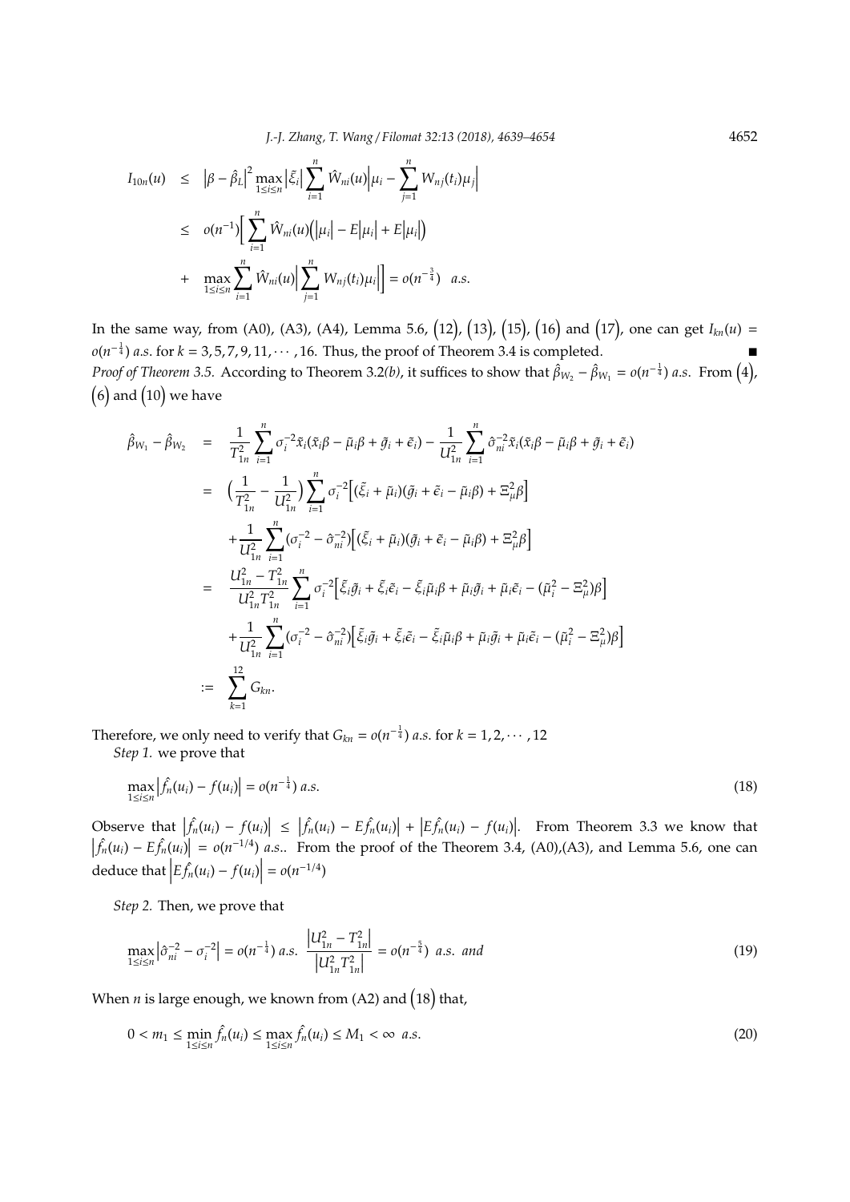$$
\begin{aligned}
I_{10n}(u) &\leq \left|\beta-\hat{\beta}_L\right|^2 \max_{1\leq i\leq n}\left|\tilde{\xi}_i\right|\sum_{i=1}^n \hat{W}_{ni}(u)\left|\mu_i-\sum_{j=1}^n W_{nj}(t_i)\mu_j\right| \\
&\leq o(n^{-1})\Big[\sum_{i=1}^n \hat{W}_{ni}(u)\Big(\left|\mu_i\right|-E\left|\mu_i\right|+E\left|\mu_i\right|\Big) \\
&+ \max_{1\leq i\leq n}\sum_{i=1}^n \hat{W}_{ni}(u)\Big|\sum_{j=1}^n W_{nj}(t_i)\mu_i\Big|\Big] = o(n^{-\frac{3}{4}}) \quad a.s.
\end{aligned}
$$

In the same way, from (A0), (A3), (A4), Lemma 5.6, $\left(12\right)$, $\left(13\right)$, $\left(15\right)$, $\left(16\right)$ and $\left(17\right)$, one can get $I_{kn}(u) = o(n^{-\frac{1}{4}})$ *a.s.* for $k = 3,5,7,9,11,\cdots,16$. Thus, the proof of Theorem 3.4 is completed. ■

*Proof of Theorem 3.5.* According to Theorem 3.2*(b)*, it suffices to show that $\hat{\beta}_{W_2} - \hat{\beta}_{W_1} = o(n^{-\frac{1}{4}})$ *a.s.* From $\left(4\right)$, $\left(6\right)$ and $\left(10\right)$ we have

$$
\begin{aligned}
\hat{\beta}_{W_1}-\hat{\beta}_{W_2} &= \frac{1}{T_{1n}^2}\sum_{i=1}^n \sigma_i^{-2}\tilde{x}_i(\tilde{x}_i\beta-\tilde{\mu}_i\beta+\tilde{g}_i+\tilde{\epsilon}_i) - \frac{1}{U_{1n}^2}\sum_{i=1}^n \hat{\sigma}_{ni}^{-2}\tilde{x}_i(\tilde{x}_i\beta-\tilde{\mu}_i\beta+\tilde{g}_i+\tilde{\epsilon}_i) \\
&= \Big(\frac{1}{T_{1n}^2}-\frac{1}{U_{1n}^2}\Big)\sum_{i=1}^n \sigma_i^{-2}\Big[(\tilde{\xi}_i+\tilde{\mu}_i)(\tilde{g}_i+\tilde{\epsilon}_i-\tilde{\mu}_i\beta)+\Xi_\mu^2\beta\Big] \\
&\quad +\frac{1}{U_{1n}^2}\sum_{i=1}^n(\sigma_i^{-2}-\hat{\sigma}_{ni}^{-2})\Big[(\tilde{\xi}_i+\tilde{\mu}_i)(\tilde{g}_i+\tilde{\epsilon}_i-\tilde{\mu}_i\beta)+\Xi_\mu^2\beta\Big] \\
&= \frac{U_{1n}^2-T_{1n}^2}{U_{1n}^2T_{1n}^2}\sum_{i=1}^n \sigma_i^{-2}\Big[\tilde{\xi}_i\tilde{g}_i+\tilde{\xi}_i\tilde{\epsilon}_i-\tilde{\xi}_i\tilde{\mu}_i\beta+\tilde{\mu}_i\tilde{g}_i+\tilde{\mu}_i\tilde{\epsilon}_i-(\tilde{\mu}_i^2-\Xi_\mu^2)\beta\Big] \\
&\quad +\frac{1}{U_{1n}^2}\sum_{i=1}^n(\sigma_i^{-2}-\hat{\sigma}_{ni}^{-2})\Big[\tilde{\xi}_i\tilde{g}_i+\tilde{\xi}_i\tilde{\epsilon}_i-\tilde{\xi}_i\tilde{\mu}_i\beta+\tilde{\mu}_i\tilde{g}_i+\tilde{\mu}_i\tilde{\epsilon}_i-(\tilde{\mu}_i^2-\Xi_\mu^2)\beta\Big] \\
&:= \sum_{k=1}^{12} G_{kn}.
\end{aligned}
$$

Therefore, we only need to verify that $G_{kn} = o(n^{-\frac{1}{4}})$ *a.s.* for $k = 1,2,\cdots,12$

*Step 1.* we prove that

$$
\max_{1\leq i\leq n}\left|\hat{f}_n(u_i)-f(u_i)\right| = o(n^{-\frac{1}{4}}) \ a.s. \tag{18}
$$

Observe that $\left|\hat{f}_n(u_i)-f(u_i)\right| \leq \left|\hat{f}_n(u_i)-E\hat{f}_n(u_i)\right| + \left|E\hat{f}_n(u_i)-f(u_i)\right|$. From Theorem 3.3 we know that $\left|\hat{f}_n(u_i)-E\hat{f}_n(u_i)\right| = o(n^{-1/4})$ *a.s.*. From the proof of the Theorem 3.4, (A0),(A3), and Lemma 5.6, one can deduce that $\left|E\hat{f}_n(u_i)-f(u_i)\right| = o(n^{-1/4})$

*Step 2.* Then, we prove that

$$
\max_{1\leq i\leq n}\left|\hat{\sigma}_{ni}^{-2}-\sigma_i^{-2}\right| = o(n^{-\frac{1}{4}}) \ a.s. \quad \frac{\left|U_{1n}^2-T_{1n}^2\right|}{\left|U_{1n}^2T_{1n}^2\right|} = o(n^{-\frac{5}{4}}) \ \ a.s. \ \ and \tag{19}
$$

When $n$ is large enough, we known from (A2) and $\left(18\right)$ that,

$$
0 < m_1 \leq \min_{1\leq i\leq n}\hat{f}_n(u_i) \leq \max_{1\leq i\leq n}\hat{f}_n(u_i) \leq M_1 < \infty \ \ a.s. \tag{20}
$$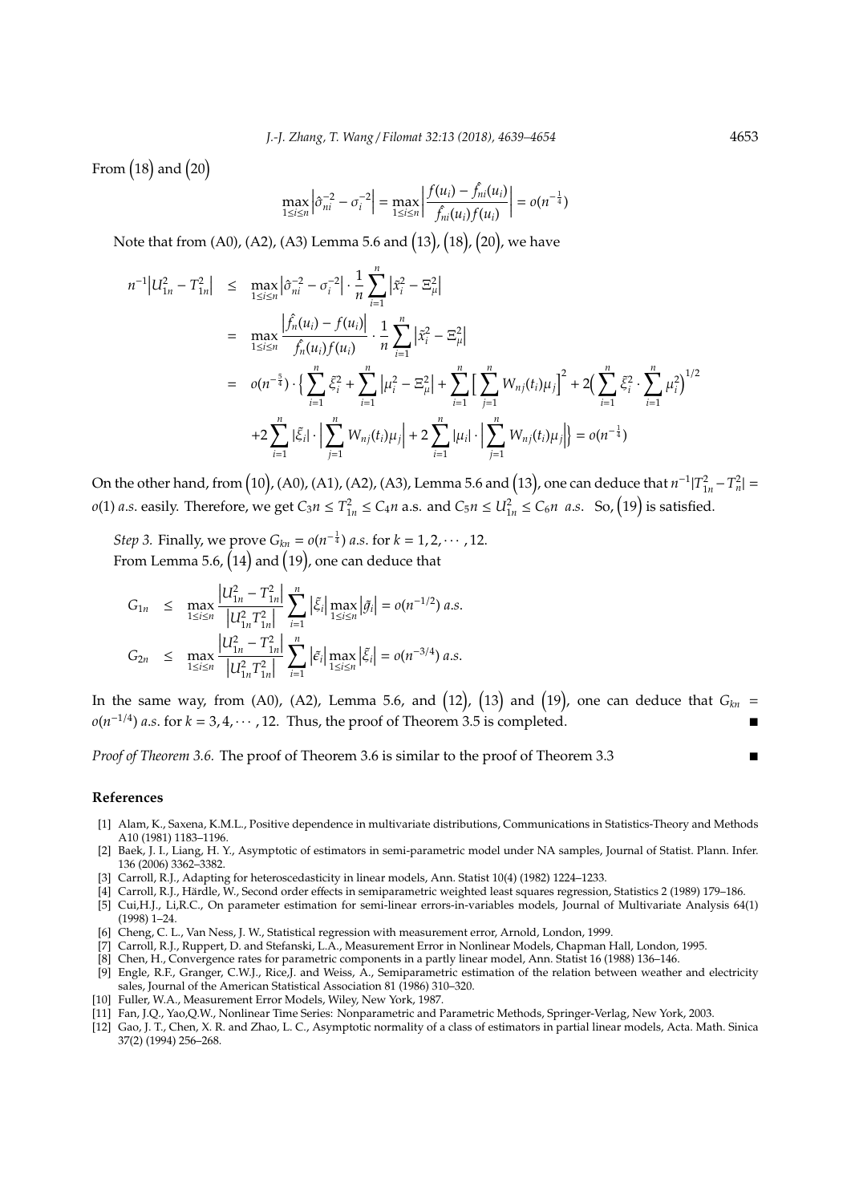From $\left(18\right)$ and $\left(20\right)$

$$\max_{1\le i\le n}\left|\hat{\sigma}_{ni}^{-2}-\sigma_i^{-2}\right|=\max_{1\le i\le n}\left|\frac{f(u_i)-\hat{f}_{ni}(u_i)}{\hat{f}_{ni}(u_i)f(u_i)}\right|=o(n^{-\frac{1}{4}})$$

Note that from (A0), (A2), (A3) Lemma 5.6 and $\left(13\right)$, $\left(18\right)$, $\left(20\right)$, we have

$$\begin{aligned}
n^{-1}\left|U_{1n}^2-T_{1n}^2\right| &\le \max_{1\le i\le n}\left|\hat{\sigma}_{ni}^{-2}-\sigma_i^{-2}\right|\cdot\frac{1}{n}\sum_{i=1}^{n}\left|\tilde{x}_i^2-\Xi_\mu^2\right| \\
&= \max_{1\le i\le n}\frac{\left|\hat{f}_n(u_i)-f(u_i)\right|}{\hat{f}_n(u_i)f(u_i)}\cdot\frac{1}{n}\sum_{i=1}^{n}\left|\tilde{x}_i^2-\Xi_\mu^2\right| \\
&= o(n^{-\frac{5}{4}})\cdot\Big\{\sum_{i=1}^{n}\tilde{\xi}_i^2+\sum_{i=1}^{n}\left|\mu_i^2-\Xi_\mu^2\right|+\sum_{i=1}^{n}\Big[\sum_{j=1}^{n}W_{nj}(t_i)\mu_j\Big]^2+2\Big(\sum_{i=1}^{n}\tilde{\xi}_i^2\cdot\sum_{i=1}^{n}\mu_i^2\Big)^{1/2} \\
&\quad +2\sum_{i=1}^{n}|\tilde{\xi}_i|\cdot\Big|\sum_{j=1}^{n}W_{nj}(t_i)\mu_j\Big|+2\sum_{i=1}^{n}|\mu_i|\cdot\Big|\sum_{j=1}^{n}W_{nj}(t_i)\mu_j\Big|\Big\}=o(n^{-\frac{1}{4}})
\end{aligned}$$

On the other hand, from $\left(10\right)$, (A0), (A1), (A2), (A3), Lemma 5.6 and $\left(13\right)$, one can deduce that $n^{-1}|T_{1n}^2-T_n^2|=o(1)$ *a.s.* easily. Therefore, we get $C_3n\le T_{1n}^2\le C_4n$ a.s. and $C_5n\le U_{1n}^2\le C_6n$ *a.s.* So, $\left(19\right)$ is satisfied.

*Step 3.* Finally, we prove $G_{kn}=o(n^{-\frac{1}{4}})$ *a.s.* for $k=1,2,\cdots,12$.
From Lemma 5.6, $\left(14\right)$ and $\left(19\right)$, one can deduce that

$$\begin{aligned}
G_{1n} &\le \max_{1\le i\le n}\frac{\left|U_{1n}^2-T_{1n}^2\right|}{\left|U_{1n}^2T_{1n}^2\right|}\sum_{i=1}^{n}\left|\tilde{\xi}_i\right|\max_{1\le i\le n}\left|\tilde{g}_i\right|=o(n^{-1/2})\ a.s. \\
G_{2n} &\le \max_{1\le i\le n}\frac{\left|U_{1n}^2-T_{1n}^2\right|}{\left|U_{1n}^2T_{1n}^2\right|}\sum_{i=1}^{n}\left|\tilde{\epsilon}_i\right|\max_{1\le i\le n}\left|\tilde{\xi}_i\right|=o(n^{-3/4})\ a.s.
\end{aligned}$$

In the same way, from (A0), (A2), Lemma 5.6, and $\left(12\right)$, $\left(13\right)$ and $\left(19\right)$, one can deduce that $G_{kn}=o(n^{-1/4})$ *a.s.* for $k=3,4,\cdots,12$. Thus, the proof of Theorem 3.5 is completed. ∎

*Proof of Theorem 3.6.* The proof of Theorem 3.6 is similar to the proof of Theorem 3.3 ∎

## References

[1] Alam, K., Saxena, K.M.L., Positive dependence in multivariate distributions, Communications in Statistics-Theory and Methods A10 (1981) 1183–1196.

[2] Baek, J. I., Liang, H. Y., Asymptotic of estimators in semi-parametric model under NA samples, Journal of Statist. Plann. Infer. 136 (2006) 3362–3382.

[3] Carroll, R.J., Adapting for heteroscedasticity in linear models, Ann. Statist 10(4) (1982) 1224–1233.

[4] Carroll, R.J., Härdle, W., Second order effects in semiparametric weighted least squares regression, Statistics 2 (1989) 179–186.

[5] Cui,H.J., Li,R.C., On parameter estimation for semi-linear errors-in-variables models, Journal of Multivariate Analysis 64(1) (1998) 1–24.

[6] Cheng, C. L., Van Ness, J. W., Statistical regression with measurement error, Arnold, London, 1999.

[7] Carroll, R.J., Ruppert, D. and Stefanski, L.A., Measurement Error in Nonlinear Models, Chapman Hall, London, 1995.

[8] Chen, H., Convergence rates for parametric components in a partly linear model, Ann. Statist 16 (1988) 136–146.

[9] Engle, R.F., Granger, C.W.J., Rice,J. and Weiss, A., Semiparametric estimation of the relation between weather and electricity sales, Journal of the American Statistical Association 81 (1986) 310–320.

[10] Fuller, W.A., Measurement Error Models, Wiley, New York, 1987.

[11] Fan, J.Q., Yao,Q.W., Nonlinear Time Series: Nonparametric and Parametric Methods, Springer-Verlag, New York, 2003.

[12] Gao, J. T., Chen, X. R. and Zhao, L. C., Asymptotic normality of a class of estimators in partial linear models, Acta. Math. Sinica 37(2) (1994) 256–268.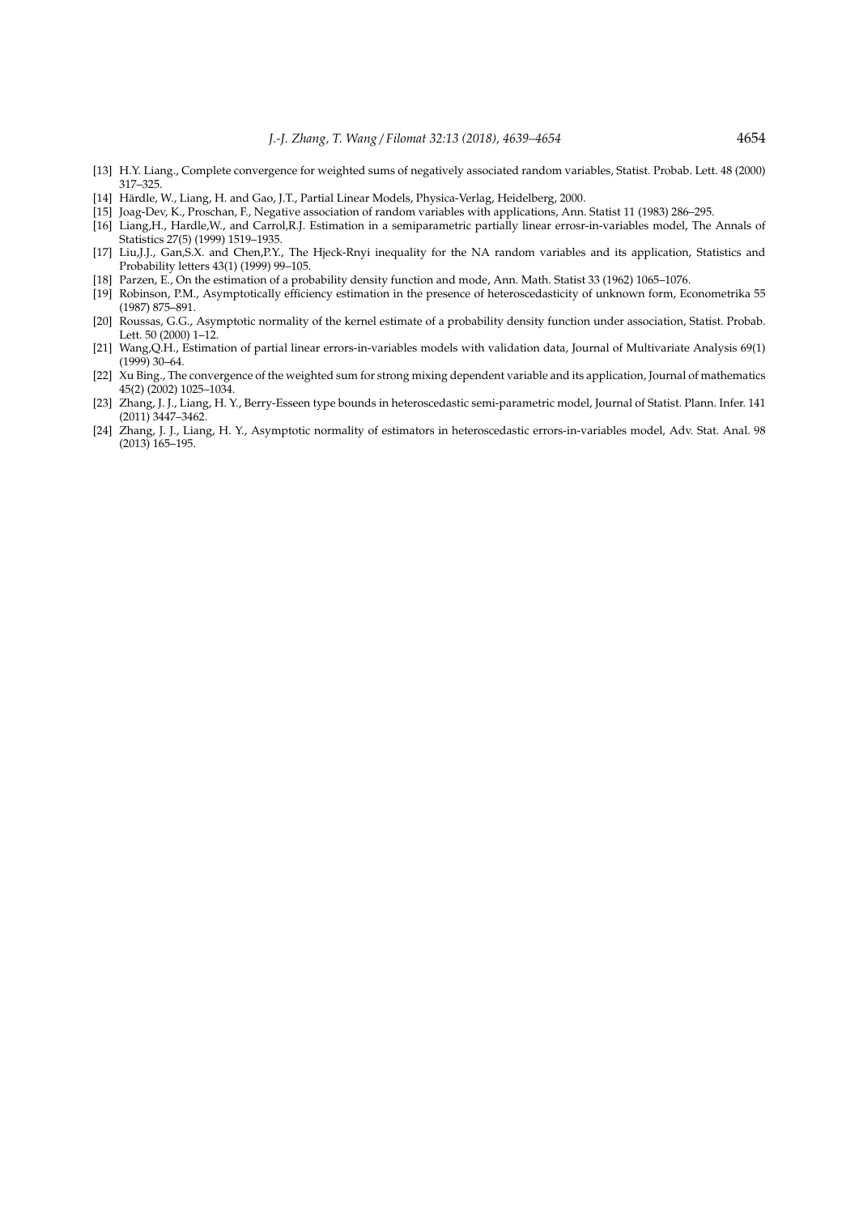[13] H.Y. Liang., Complete convergence for weighted sums of negatively associated random variables, Statist. Probab. Lett. 48 (2000) 317–325.

[14] Härdle, W., Liang, H. and Gao, J.T., Partial Linear Models, Physica-Verlag, Heidelberg, 2000.

[15] Joag-Dev, K., Proschan, F., Negative association of random variables with applications, Ann. Statist 11 (1983) 286–295.

[16] Liang,H., Hardle,W., and Carrol,R.J. Estimation in a semiparametric partially linear errosr-in-variables model, The Annals of Statistics 27(5) (1999) 1519–1935.

[17] Liu,J.J., Gan,S.X. and Chen,P.Y., The Hjeck-Rnyi inequality for the NA random variables and its application, Statistics and Probability letters 43(1) (1999) 99–105.

[18] Parzen, E., On the estimation of a probability density function and mode, Ann. Math. Statist 33 (1962) 1065–1076.

[19] Robinson, P.M., Asymptotically efficiency estimation in the presence of heteroscedasticity of unknown form, Econometrika 55 (1987) 875–891.

[20] Roussas, G.G., Asymptotic normality of the kernel estimate of a probability density function under association, Statist. Probab. Lett. 50 (2000) 1–12.

[21] Wang,Q.H., Estimation of partial linear errors-in-variables models with validation data, Journal of Multivariate Analysis 69(1) (1999) 30–64.

[22] Xu Bing., The convergence of the weighted sum for strong mixing dependent variable and its application, Journal of mathematics 45(2) (2002) 1025–1034.

[23] Zhang, J. J., Liang, H. Y., Berry-Esseen type bounds in heteroscedastic semi-parametric model, Journal of Statist. Plann. Infer. 141 (2011) 3447–3462.

[24] Zhang, J. J., Liang, H. Y., Asymptotic normality of estimators in heteroscedastic errors-in-variables model, Adv. Stat. Anal. 98 (2013) 165–195.